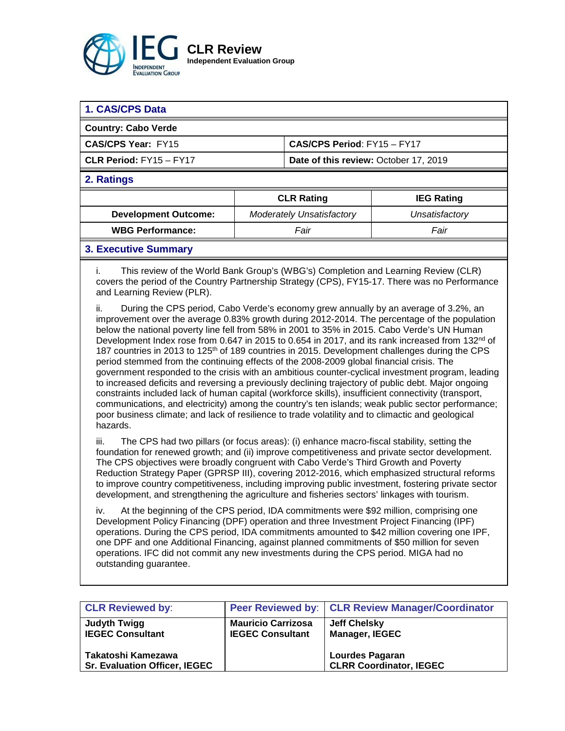# CLR Review

**Independent Evaluation Group**

## 1. CAS/CPS Data

| **Country: Cabo Verde** | |
|---|---|
| **CAS/CPS Year:** FY15 | **CAS/CPS Period**: FY15 – FY17 |
| **CLR Period:** FY15 – FY17 | **Date of this review:** October 17, 2019 |

## 2. Ratings

| | CLR Rating | IEG Rating |
|---|---|---|
| **Development Outcome:** | *Moderately Unsatisfactory* | *Unsatisfactory* |
| **WBG Performance:** | *Fair* | *Fair* |

## 3. Executive Summary

i. This review of the World Bank Group's (WBG's) Completion and Learning Review (CLR) covers the period of the Country Partnership Strategy (CPS), FY15-17. There was no Performance and Learning Review (PLR).

ii. During the CPS period, Cabo Verde's economy grew annually by an average of 3.2%, an improvement over the average 0.83% growth during 2012-2014. The percentage of the population below the national poverty line fell from 58% in 2001 to 35% in 2015. Cabo Verde's UN Human Development Index rose from 0.647 in 2015 to 0.654 in 2017, and its rank increased from 132nd of 187 countries in 2013 to 125th of 189 countries in 2015. Development challenges during the CPS period stemmed from the continuing effects of the 2008-2009 global financial crisis. The government responded to the crisis with an ambitious counter-cyclical investment program, leading to increased deficits and reversing a previously declining trajectory of public debt. Major ongoing constraints included lack of human capital (workforce skills), insufficient connectivity (transport, communications, and electricity) among the country's ten islands; weak public sector performance; poor business climate; and lack of resilience to trade volatility and to climactic and geological hazards.

iii. The CPS had two pillars (or focus areas): (i) enhance macro-fiscal stability, setting the foundation for renewed growth; and (ii) improve competitiveness and private sector development. The CPS objectives were broadly congruent with Cabo Verde's Third Growth and Poverty Reduction Strategy Paper (GPRSP III), covering 2012-2016, which emphasized structural reforms to improve country competitiveness, including improving public investment, fostering private sector development, and strengthening the agriculture and fisheries sectors' linkages with tourism.

iv. At the beginning of the CPS period, IDA commitments were $92 million, comprising one Development Policy Financing (DPF) operation and three Investment Project Financing (IPF) operations. During the CPS period, IDA commitments amounted to $42 million covering one IPF, one DPF and one Additional Financing, against planned commitments of $50 million for seven operations. IFC did not commit any new investments during the CPS period. MIGA had no outstanding guarantee.

| CLR Reviewed by: | Peer Reviewed by: | CLR Review Manager/Coordinator |
|---|---|---|
| **Judyth Twigg**<br>**IEGEC Consultant** | **Mauricio Carrizosa**<br>**IEGEC Consultant** | **Jeff Chelsky**<br>**Manager, IEGEC** |
| **Takatoshi Kamezawa**<br>**Sr. Evaluation Officer, IEGEC** | | **Lourdes Pagaran**<br>**CLRR Coordinator, IEGEC** |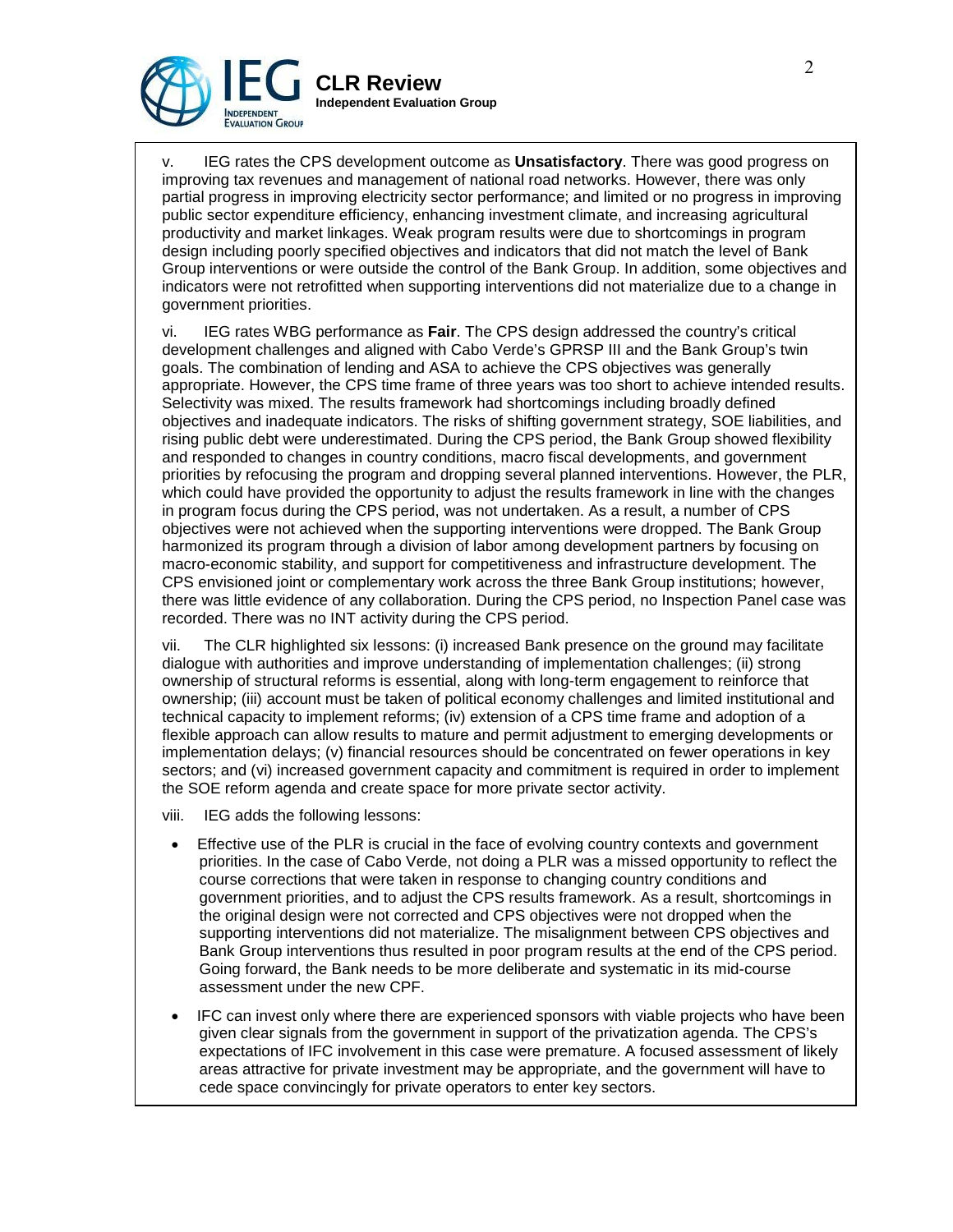v. IEG rates the CPS development outcome as **Unsatisfactory**. There was good progress on improving tax revenues and management of national road networks. However, there was only partial progress in improving electricity sector performance; and limited or no progress in improving public sector expenditure efficiency, enhancing investment climate, and increasing agricultural productivity and market linkages. Weak program results were due to shortcomings in program design including poorly specified objectives and indicators that did not match the level of Bank Group interventions or were outside the control of the Bank Group. In addition, some objectives and indicators were not retrofitted when supporting interventions did not materialize due to a change in government priorities.

vi. IEG rates WBG performance as **Fair**. The CPS design addressed the country's critical development challenges and aligned with Cabo Verde's GPRSP III and the Bank Group's twin goals. The combination of lending and ASA to achieve the CPS objectives was generally appropriate. However, the CPS time frame of three years was too short to achieve intended results. Selectivity was mixed. The results framework had shortcomings including broadly defined objectives and inadequate indicators. The risks of shifting government strategy, SOE liabilities, and rising public debt were underestimated. During the CPS period, the Bank Group showed flexibility and responded to changes in country conditions, macro fiscal developments, and government priorities by refocusing the program and dropping several planned interventions. However, the PLR, which could have provided the opportunity to adjust the results framework in line with the changes in program focus during the CPS period, was not undertaken. As a result, a number of CPS objectives were not achieved when the supporting interventions were dropped. The Bank Group harmonized its program through a division of labor among development partners by focusing on macro-economic stability, and support for competitiveness and infrastructure development. The CPS envisioned joint or complementary work across the three Bank Group institutions; however, there was little evidence of any collaboration. During the CPS period, no Inspection Panel case was recorded. There was no INT activity during the CPS period.

vii. The CLR highlighted six lessons: (i) increased Bank presence on the ground may facilitate dialogue with authorities and improve understanding of implementation challenges; (ii) strong ownership of structural reforms is essential, along with long-term engagement to reinforce that ownership; (iii) account must be taken of political economy challenges and limited institutional and technical capacity to implement reforms; (iv) extension of a CPS time frame and adoption of a flexible approach can allow results to mature and permit adjustment to emerging developments or implementation delays; (v) financial resources should be concentrated on fewer operations in key sectors; and (vi) increased government capacity and commitment is required in order to implement the SOE reform agenda and create space for more private sector activity.

viii. IEG adds the following lessons:

- Effective use of the PLR is crucial in the face of evolving country contexts and government priorities. In the case of Cabo Verde, not doing a PLR was a missed opportunity to reflect the course corrections that were taken in response to changing country conditions and government priorities, and to adjust the CPS results framework. As a result, shortcomings in the original design were not corrected and CPS objectives were not dropped when the supporting interventions did not materialize. The misalignment between CPS objectives and Bank Group interventions thus resulted in poor program results at the end of the CPS period. Going forward, the Bank needs to be more deliberate and systematic in its mid-course assessment under the new CPF.
- IFC can invest only where there are experienced sponsors with viable projects who have been given clear signals from the government in support of the privatization agenda. The CPS's expectations of IFC involvement in this case were premature. A focused assessment of likely areas attractive for private investment may be appropriate, and the government will have to cede space convincingly for private operators to enter key sectors.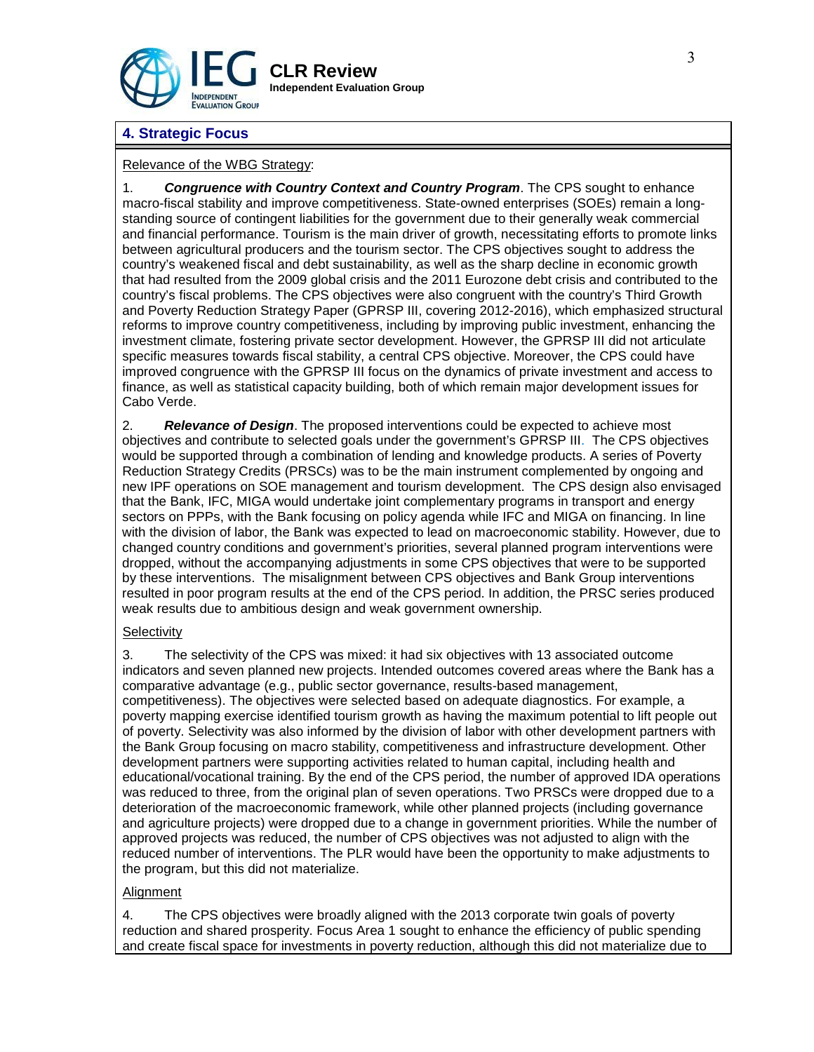## 4. Strategic Focus

Relevance of the WBG Strategy:

1. ***Congruence with Country Context and Country Program***. The CPS sought to enhance macro-fiscal stability and improve competitiveness. State-owned enterprises (SOEs) remain a long-standing source of contingent liabilities for the government due to their generally weak commercial and financial performance. Tourism is the main driver of growth, necessitating efforts to promote links between agricultural producers and the tourism sector. The CPS objectives sought to address the country's weakened fiscal and debt sustainability, as well as the sharp decline in economic growth that had resulted from the 2009 global crisis and the 2011 Eurozone debt crisis and contributed to the country's fiscal problems. The CPS objectives were also congruent with the country's Third Growth and Poverty Reduction Strategy Paper (GPRSP III, covering 2012-2016), which emphasized structural reforms to improve country competitiveness, including by improving public investment, enhancing the investment climate, fostering private sector development. However, the GPRSP III did not articulate specific measures towards fiscal stability, a central CPS objective. Moreover, the CPS could have improved congruence with the GPRSP III focus on the dynamics of private investment and access to finance, as well as statistical capacity building, both of which remain major development issues for Cabo Verde.

2. ***Relevance of Design***. The proposed interventions could be expected to achieve most objectives and contribute to selected goals under the government's GPRSP III. The CPS objectives would be supported through a combination of lending and knowledge products. A series of Poverty Reduction Strategy Credits (PRSCs) was to be the main instrument complemented by ongoing and new IPF operations on SOE management and tourism development. The CPS design also envisaged that the Bank, IFC, MIGA would undertake joint complementary programs in transport and energy sectors on PPPs, with the Bank focusing on policy agenda while IFC and MIGA on financing. In line with the division of labor, the Bank was expected to lead on macroeconomic stability. However, due to changed country conditions and government's priorities, several planned program interventions were dropped, without the accompanying adjustments in some CPS objectives that were to be supported by these interventions. The misalignment between CPS objectives and Bank Group interventions resulted in poor program results at the end of the CPS period. In addition, the PRSC series produced weak results due to ambitious design and weak government ownership.

Selectivity

3. The selectivity of the CPS was mixed: it had six objectives with 13 associated outcome indicators and seven planned new projects. Intended outcomes covered areas where the Bank has a comparative advantage (e.g., public sector governance, results-based management, competitiveness). The objectives were selected based on adequate diagnostics. For example, a poverty mapping exercise identified tourism growth as having the maximum potential to lift people out of poverty. Selectivity was also informed by the division of labor with other development partners with the Bank Group focusing on macro stability, competitiveness and infrastructure development. Other development partners were supporting activities related to human capital, including health and educational/vocational training. By the end of the CPS period, the number of approved IDA operations was reduced to three, from the original plan of seven operations. Two PRSCs were dropped due to a deterioration of the macroeconomic framework, while other planned projects (including governance and agriculture projects) were dropped due to a change in government priorities. While the number of approved projects was reduced, the number of CPS objectives was not adjusted to align with the reduced number of interventions. The PLR would have been the opportunity to make adjustments to the program, but this did not materialize.

Alignment

4. The CPS objectives were broadly aligned with the 2013 corporate twin goals of poverty reduction and shared prosperity. Focus Area 1 sought to enhance the efficiency of public spending and create fiscal space for investments in poverty reduction, although this did not materialize due to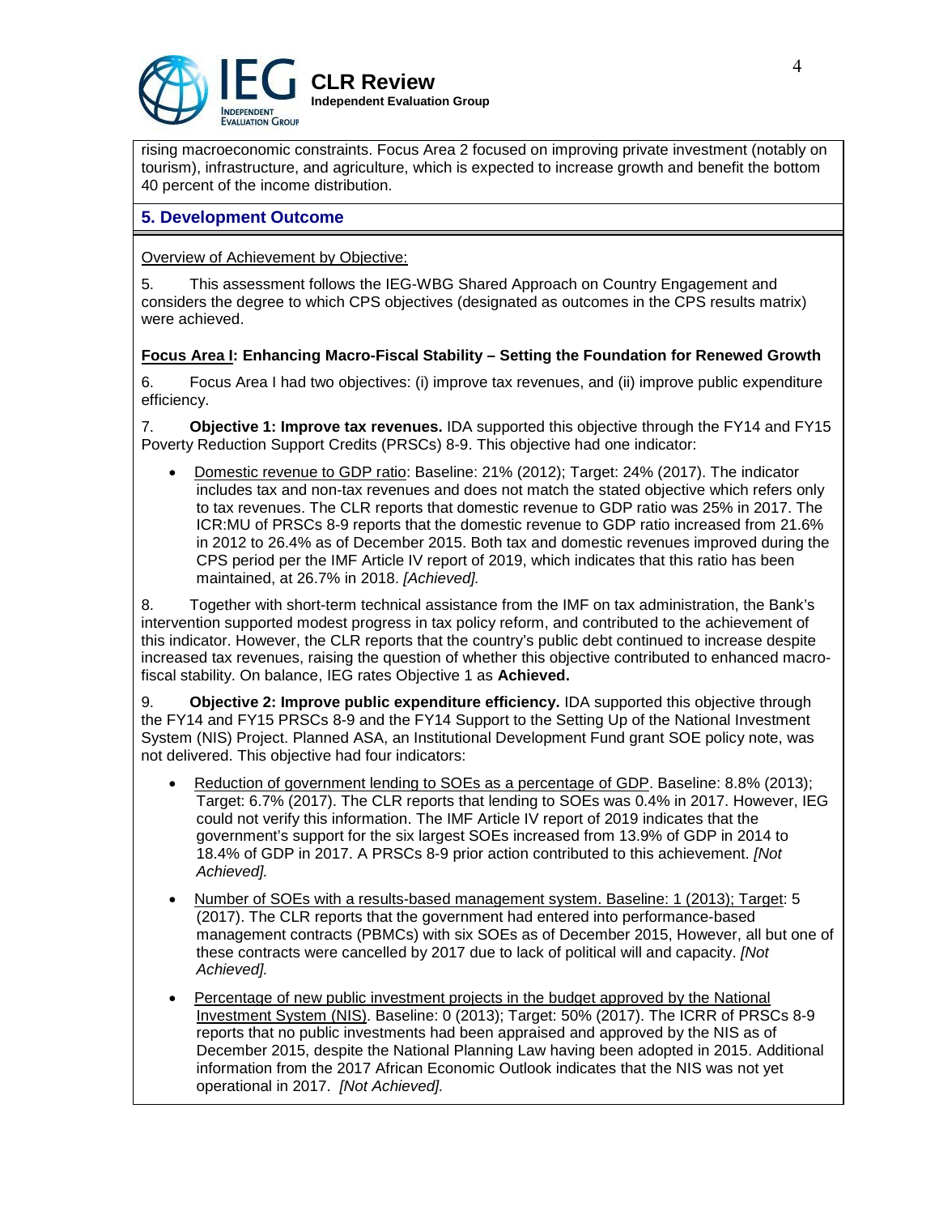rising macroeconomic constraints. Focus Area 2 focused on improving private investment (notably on tourism), infrastructure, and agriculture, which is expected to increase growth and benefit the bottom 40 percent of the income distribution.

## 5. Development Outcome

Overview of Achievement by Objective:

5. This assessment follows the IEG-WBG Shared Approach on Country Engagement and considers the degree to which CPS objectives (designated as outcomes in the CPS results matrix) were achieved.

**Focus Area I: Enhancing Macro-Fiscal Stability – Setting the Foundation for Renewed Growth**

6. Focus Area I had two objectives: (i) improve tax revenues, and (ii) improve public expenditure efficiency.

7. **Objective 1: Improve tax revenues.** IDA supported this objective through the FY14 and FY15 Poverty Reduction Support Credits (PRSCs) 8-9. This objective had one indicator:

- Domestic revenue to GDP ratio: Baseline: 21% (2012); Target: 24% (2017). The indicator includes tax and non-tax revenues and does not match the stated objective which refers only to tax revenues. The CLR reports that domestic revenue to GDP ratio was 25% in 2017. The ICR:MU of PRSCs 8-9 reports that the domestic revenue to GDP ratio increased from 21.6% in 2012 to 26.4% as of December 2015. Both tax and domestic revenues improved during the CPS period per the IMF Article IV report of 2019, which indicates that this ratio has been maintained, at 26.7% in 2018. *[Achieved].*

8. Together with short-term technical assistance from the IMF on tax administration, the Bank's intervention supported modest progress in tax policy reform, and contributed to the achievement of this indicator. However, the CLR reports that the country's public debt continued to increase despite increased tax revenues, raising the question of whether this objective contributed to enhanced macro-fiscal stability. On balance, IEG rates Objective 1 as **Achieved.**

9. **Objective 2: Improve public expenditure efficiency.** IDA supported this objective through the FY14 and FY15 PRSCs 8-9 and the FY14 Support to the Setting Up of the National Investment System (NIS) Project. Planned ASA, an Institutional Development Fund grant SOE policy note, was not delivered. This objective had four indicators:

- Reduction of government lending to SOEs as a percentage of GDP. Baseline: 8.8% (2013); Target: 6.7% (2017). The CLR reports that lending to SOEs was 0.4% in 2017. However, IEG could not verify this information. The IMF Article IV report of 2019 indicates that the government's support for the six largest SOEs increased from 13.9% of GDP in 2014 to 18.4% of GDP in 2017. A PRSCs 8-9 prior action contributed to this achievement. *[Not Achieved].*

- Number of SOEs with a results-based management system. Baseline: 1 (2013); Target: 5 (2017). The CLR reports that the government had entered into performance-based management contracts (PBMCs) with six SOEs as of December 2015, However, all but one of these contracts were cancelled by 2017 due to lack of political will and capacity. *[Not Achieved].*

- Percentage of new public investment projects in the budget approved by the National Investment System (NIS). Baseline: 0 (2013); Target: 50% (2017). The ICRR of PRSCs 8-9 reports that no public investments had been appraised and approved by the NIS as of December 2015, despite the National Planning Law having been adopted in 2015. Additional information from the 2017 African Economic Outlook indicates that the NIS was not yet operational in 2017. *[Not Achieved].*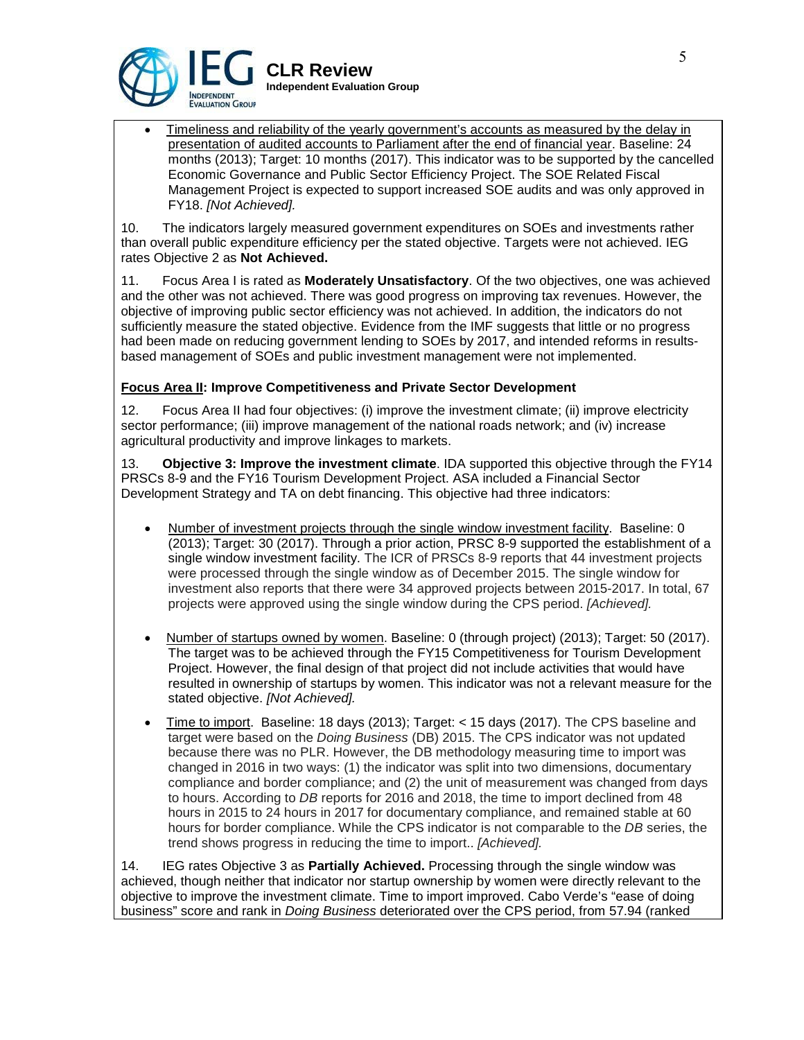- Timeliness and reliability of the yearly government's accounts as measured by the delay in presentation of audited accounts to Parliament after the end of financial year. Baseline: 24 months (2013); Target: 10 months (2017). This indicator was to be supported by the cancelled Economic Governance and Public Sector Efficiency Project. The SOE Related Fiscal Management Project is expected to support increased SOE audits and was only approved in FY18. *[Not Achieved].*

10. The indicators largely measured government expenditures on SOEs and investments rather than overall public expenditure efficiency per the stated objective. Targets were not achieved. IEG rates Objective 2 as **Not Achieved.**

11. Focus Area I is rated as **Moderately Unsatisfactory**. Of the two objectives, one was achieved and the other was not achieved. There was good progress on improving tax revenues. However, the objective of improving public sector efficiency was not achieved. In addition, the indicators do not sufficiently measure the stated objective. Evidence from the IMF suggests that little or no progress had been made on reducing government lending to SOEs by 2017, and intended reforms in results-based management of SOEs and public investment management were not implemented.

**Focus Area II: Improve Competitiveness and Private Sector Development**

12. Focus Area II had four objectives: (i) improve the investment climate; (ii) improve electricity sector performance; (iii) improve management of the national roads network; and (iv) increase agricultural productivity and improve linkages to markets.

13. **Objective 3: Improve the investment climate**. IDA supported this objective through the FY14 PRSCs 8-9 and the FY16 Tourism Development Project. ASA included a Financial Sector Development Strategy and TA on debt financing. This objective had three indicators:

- Number of investment projects through the single window investment facility. Baseline: 0 (2013); Target: 30 (2017). Through a prior action, PRSC 8-9 supported the establishment of a single window investment facility. The ICR of PRSCs 8-9 reports that 44 investment projects were processed through the single window as of December 2015. The single window for investment also reports that there were 34 approved projects between 2015-2017. In total, 67 projects were approved using the single window during the CPS period. *[Achieved].*

- Number of startups owned by women. Baseline: 0 (through project) (2013); Target: 50 (2017). The target was to be achieved through the FY15 Competitiveness for Tourism Development Project. However, the final design of that project did not include activities that would have resulted in ownership of startups by women. This indicator was not a relevant measure for the stated objective. *[Not Achieved].*

- Time to import. Baseline: 18 days (2013); Target: < 15 days (2017). The CPS baseline and target were based on the *Doing Business* (DB) 2015. The CPS indicator was not updated because there was no PLR. However, the DB methodology measuring time to import was changed in 2016 in two ways: (1) the indicator was split into two dimensions, documentary compliance and border compliance; and (2) the unit of measurement was changed from days to hours. According to *DB* reports for 2016 and 2018, the time to import declined from 48 hours in 2015 to 24 hours in 2017 for documentary compliance, and remained stable at 60 hours for border compliance. While the CPS indicator is not comparable to the *DB* series, the trend shows progress in reducing the time to import.. *[Achieved].*

14. IEG rates Objective 3 as **Partially Achieved.** Processing through the single window was achieved, though neither that indicator nor startup ownership by women were directly relevant to the objective to improve the investment climate. Time to import improved. Cabo Verde's "ease of doing business" score and rank in *Doing Business* deteriorated over the CPS period, from 57.94 (ranked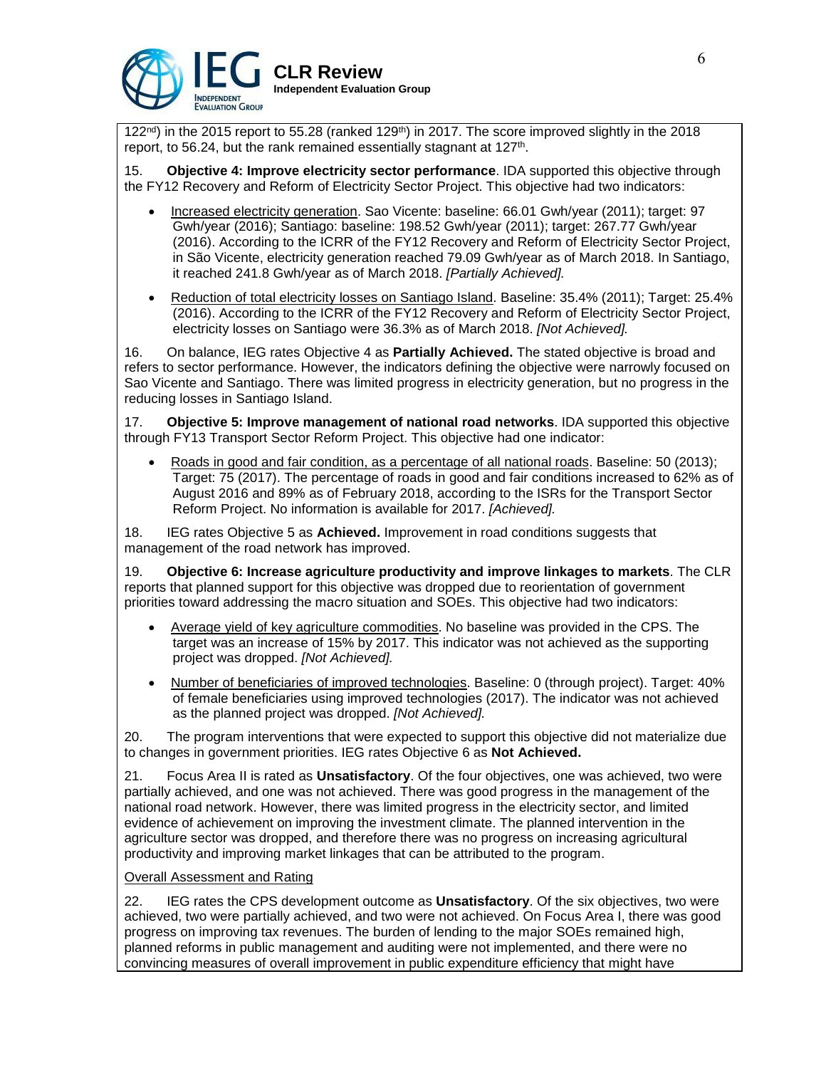122[nd]) in the 2015 report to 55.28 (ranked 129[th]) in 2017. The score improved slightly in the 2018 report, to 56.24, but the rank remained essentially stagnant at 127[th].

15. **Objective 4: Improve electricity sector performance**. IDA supported this objective through the FY12 Recovery and Reform of Electricity Sector Project. This objective had two indicators:

- Increased electricity generation. Sao Vicente: baseline: 66.01 Gwh/year (2011); target: 97 Gwh/year (2016); Santiago: baseline: 198.52 Gwh/year (2011); target: 267.77 Gwh/year (2016). According to the ICRR of the FY12 Recovery and Reform of Electricity Sector Project, in São Vicente, electricity generation reached 79.09 Gwh/year as of March 2018. In Santiago, it reached 241.8 Gwh/year as of March 2018. *[Partially Achieved].*
- Reduction of total electricity losses on Santiago Island. Baseline: 35.4% (2011); Target: 25.4% (2016). According to the ICRR of the FY12 Recovery and Reform of Electricity Sector Project, electricity losses on Santiago were 36.3% as of March 2018. *[Not Achieved].*

16. On balance, IEG rates Objective 4 as **Partially Achieved.** The stated objective is broad and refers to sector performance. However, the indicators defining the objective were narrowly focused on Sao Vicente and Santiago. There was limited progress in electricity generation, but no progress in the reducing losses in Santiago Island.

17. **Objective 5: Improve management of national road networks**. IDA supported this objective through FY13 Transport Sector Reform Project. This objective had one indicator:

- Roads in good and fair condition, as a percentage of all national roads. Baseline: 50 (2013); Target: 75 (2017). The percentage of roads in good and fair conditions increased to 62% as of August 2016 and 89% as of February 2018, according to the ISRs for the Transport Sector Reform Project. No information is available for 2017. *[Achieved].*

18. IEG rates Objective 5 as **Achieved.** Improvement in road conditions suggests that management of the road network has improved.

19. **Objective 6: Increase agriculture productivity and improve linkages to markets**. The CLR reports that planned support for this objective was dropped due to reorientation of government priorities toward addressing the macro situation and SOEs. This objective had two indicators:

- Average yield of key agriculture commodities. No baseline was provided in the CPS. The target was an increase of 15% by 2017. This indicator was not achieved as the supporting project was dropped. *[Not Achieved].*
- Number of beneficiaries of improved technologies. Baseline: 0 (through project). Target: 40% of female beneficiaries using improved technologies (2017). The indicator was not achieved as the planned project was dropped. *[Not Achieved].*

20. The program interventions that were expected to support this objective did not materialize due to changes in government priorities. IEG rates Objective 6 as **Not Achieved.**

21. Focus Area II is rated as **Unsatisfactory**. Of the four objectives, one was achieved, two were partially achieved, and one was not achieved. There was good progress in the management of the national road network. However, there was limited progress in the electricity sector, and limited evidence of achievement on improving the investment climate. The planned intervention in the agriculture sector was dropped, and therefore there was no progress on increasing agricultural productivity and improving market linkages that can be attributed to the program.

Overall Assessment and Rating

22. IEG rates the CPS development outcome as **Unsatisfactory**. Of the six objectives, two were achieved, two were partially achieved, and two were not achieved. On Focus Area I, there was good progress on improving tax revenues. The burden of lending to the major SOEs remained high, planned reforms in public management and auditing were not implemented, and there were no convincing measures of overall improvement in public expenditure efficiency that might have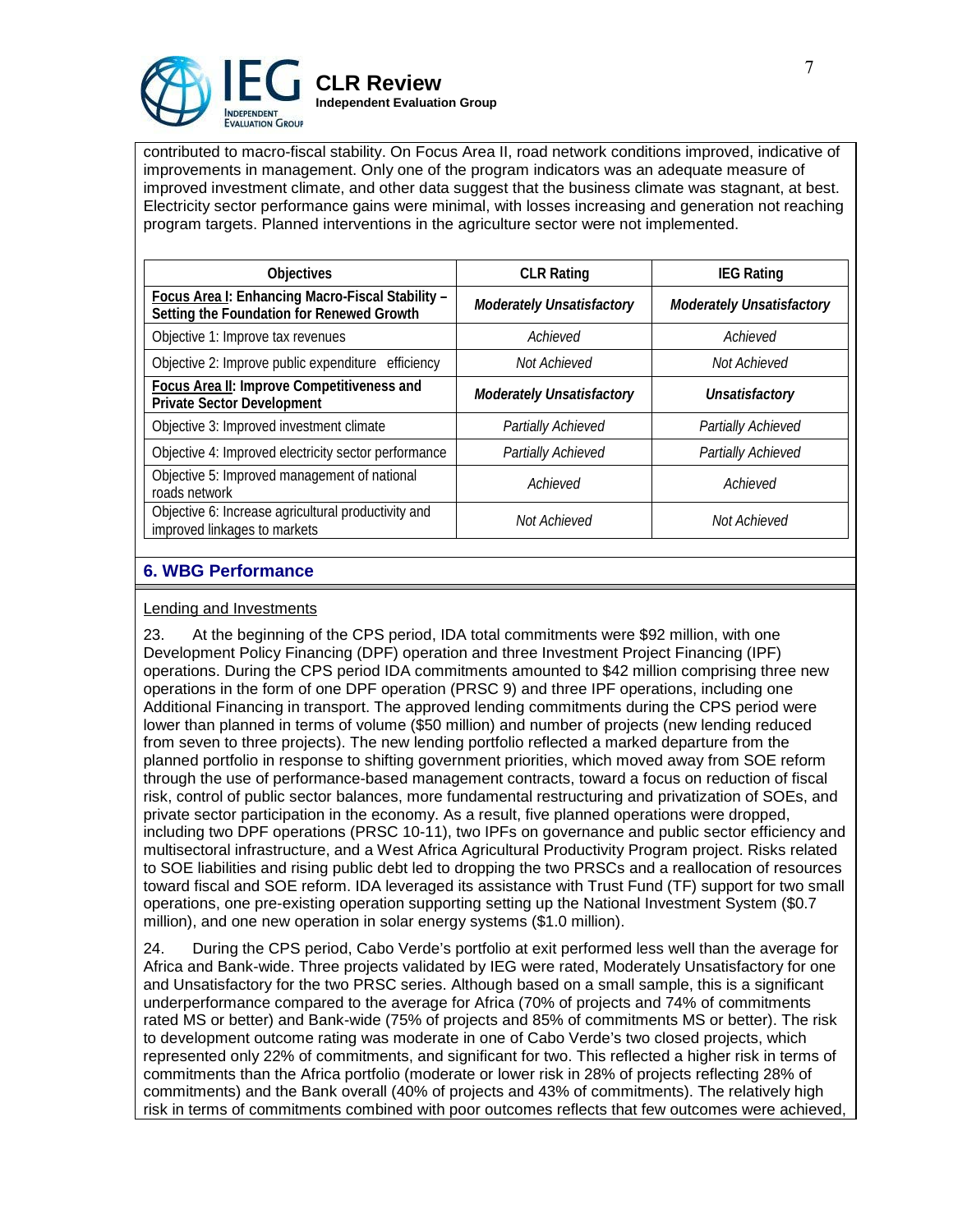contributed to macro-fiscal stability. On Focus Area II, road network conditions improved, indicative of improvements in management. Only one of the program indicators was an adequate measure of improved investment climate, and other data suggest that the business climate was stagnant, at best. Electricity sector performance gains were minimal, with losses increasing and generation not reaching program targets. Planned interventions in the agriculture sector were not implemented.

| Objectives | CLR Rating | IEG Rating |
|---|---|---|
| **Focus Area I: Enhancing Macro-Fiscal Stability – Setting the Foundation for Renewed Growth** | ***Moderately Unsatisfactory*** | ***Moderately Unsatisfactory*** |
| Objective 1: Improve tax revenues | *Achieved* | *Achieved* |
| Objective 2: Improve public expenditure efficiency | *Not Achieved* | *Not Achieved* |
| **Focus Area II: Improve Competitiveness and Private Sector Development** | ***Moderately Unsatisfactory*** | ***Unsatisfactory*** |
| Objective 3: Improved investment climate | *Partially Achieved* | *Partially Achieved* |
| Objective 4: Improved electricity sector performance | *Partially Achieved* | *Partially Achieved* |
| Objective 5: Improved management of national roads network | *Achieved* | *Achieved* |
| Objective 6: Increase agricultural productivity and improved linkages to markets | *Not Achieved* | *Not Achieved* |

## 6. WBG Performance

Lending and Investments

23. At the beginning of the CPS period, IDA total commitments were $92 million, with one Development Policy Financing (DPF) operation and three Investment Project Financing (IPF) operations. During the CPS period IDA commitments amounted to $42 million comprising three new operations in the form of one DPF operation (PRSC 9) and three IPF operations, including one Additional Financing in transport. The approved lending commitments during the CPS period were lower than planned in terms of volume ($50 million) and number of projects (new lending reduced from seven to three projects). The new lending portfolio reflected a marked departure from the planned portfolio in response to shifting government priorities, which moved away from SOE reform through the use of performance-based management contracts, toward a focus on reduction of fiscal risk, control of public sector balances, more fundamental restructuring and privatization of SOEs, and private sector participation in the economy. As a result, five planned operations were dropped, including two DPF operations (PRSC 10-11), two IPFs on governance and public sector efficiency and multisectoral infrastructure, and a West Africa Agricultural Productivity Program project. Risks related to SOE liabilities and rising public debt led to dropping the two PRSCs and a reallocation of resources toward fiscal and SOE reform. IDA leveraged its assistance with Trust Fund (TF) support for two small operations, one pre-existing operation supporting setting up the National Investment System ($0.7 million), and one new operation in solar energy systems ($1.0 million).

24. During the CPS period, Cabo Verde's portfolio at exit performed less well than the average for Africa and Bank-wide. Three projects validated by IEG were rated, Moderately Unsatisfactory for one and Unsatisfactory for the two PRSC series. Although based on a small sample, this is a significant underperformance compared to the average for Africa (70% of projects and 74% of commitments rated MS or better) and Bank-wide (75% of projects and 85% of commitments MS or better). The risk to development outcome rating was moderate in one of Cabo Verde's two closed projects, which represented only 22% of commitments, and significant for two. This reflected a higher risk in terms of commitments than the Africa portfolio (moderate or lower risk in 28% of projects reflecting 28% of commitments) and the Bank overall (40% of projects and 43% of commitments). The relatively high risk in terms of commitments combined with poor outcomes reflects that few outcomes were achieved,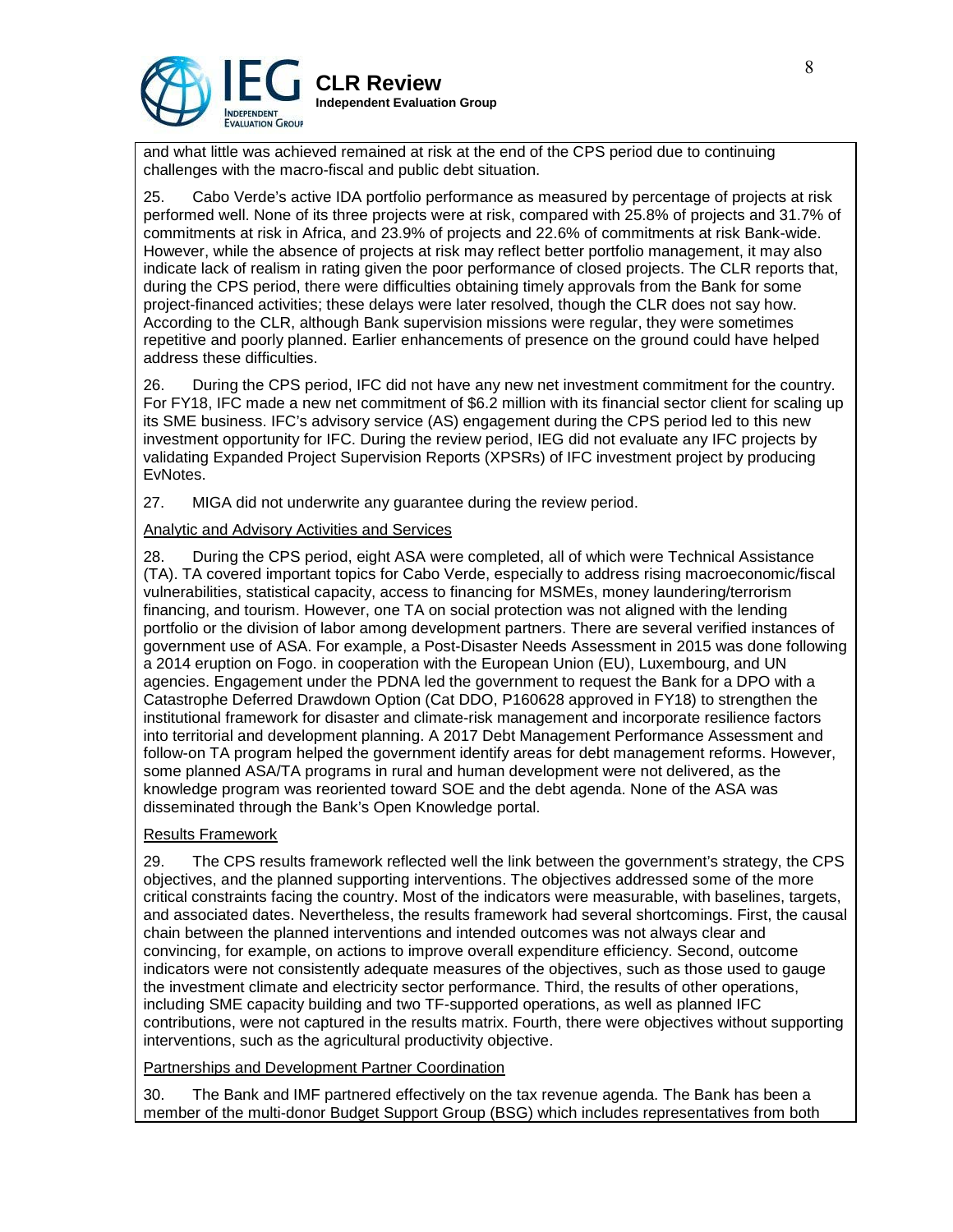and what little was achieved remained at risk at the end of the CPS period due to continuing challenges with the macro-fiscal and public debt situation.

25. Cabo Verde's active IDA portfolio performance as measured by percentage of projects at risk performed well. None of its three projects were at risk, compared with 25.8% of projects and 31.7% of commitments at risk in Africa, and 23.9% of projects and 22.6% of commitments at risk Bank-wide. However, while the absence of projects at risk may reflect better portfolio management, it may also indicate lack of realism in rating given the poor performance of closed projects. The CLR reports that, during the CPS period, there were difficulties obtaining timely approvals from the Bank for some project-financed activities; these delays were later resolved, though the CLR does not say how. According to the CLR, although Bank supervision missions were regular, they were sometimes repetitive and poorly planned. Earlier enhancements of presence on the ground could have helped address these difficulties.

26. During the CPS period, IFC did not have any new net investment commitment for the country. For FY18, IFC made a new net commitment of $6.2 million with its financial sector client for scaling up its SME business. IFC's advisory service (AS) engagement during the CPS period led to this new investment opportunity for IFC. During the review period, IEG did not evaluate any IFC projects by validating Expanded Project Supervision Reports (XPSRs) of IFC investment project by producing EvNotes.

27. MIGA did not underwrite any guarantee during the review period.

Analytic and Advisory Activities and Services

28. During the CPS period, eight ASA were completed, all of which were Technical Assistance (TA). TA covered important topics for Cabo Verde, especially to address rising macroeconomic/fiscal vulnerabilities, statistical capacity, access to financing for MSMEs, money laundering/terrorism financing, and tourism. However, one TA on social protection was not aligned with the lending portfolio or the division of labor among development partners. There are several verified instances of government use of ASA. For example, a Post-Disaster Needs Assessment in 2015 was done following a 2014 eruption on Fogo. in cooperation with the European Union (EU), Luxembourg, and UN agencies. Engagement under the PDNA led the government to request the Bank for a DPO with a Catastrophe Deferred Drawdown Option (Cat DDO, P160628 approved in FY18) to strengthen the institutional framework for disaster and climate-risk management and incorporate resilience factors into territorial and development planning. A 2017 Debt Management Performance Assessment and follow-on TA program helped the government identify areas for debt management reforms. However, some planned ASA/TA programs in rural and human development were not delivered, as the knowledge program was reoriented toward SOE and the debt agenda. None of the ASA was disseminated through the Bank's Open Knowledge portal.

Results Framework

29. The CPS results framework reflected well the link between the government's strategy, the CPS objectives, and the planned supporting interventions. The objectives addressed some of the more critical constraints facing the country. Most of the indicators were measurable, with baselines, targets, and associated dates. Nevertheless, the results framework had several shortcomings. First, the causal chain between the planned interventions and intended outcomes was not always clear and convincing, for example, on actions to improve overall expenditure efficiency. Second, outcome indicators were not consistently adequate measures of the objectives, such as those used to gauge the investment climate and electricity sector performance. Third, the results of other operations, including SME capacity building and two TF-supported operations, as well as planned IFC contributions, were not captured in the results matrix. Fourth, there were objectives without supporting interventions, such as the agricultural productivity objective.

Partnerships and Development Partner Coordination

30. The Bank and IMF partnered effectively on the tax revenue agenda. The Bank has been a member of the multi-donor Budget Support Group (BSG) which includes representatives from both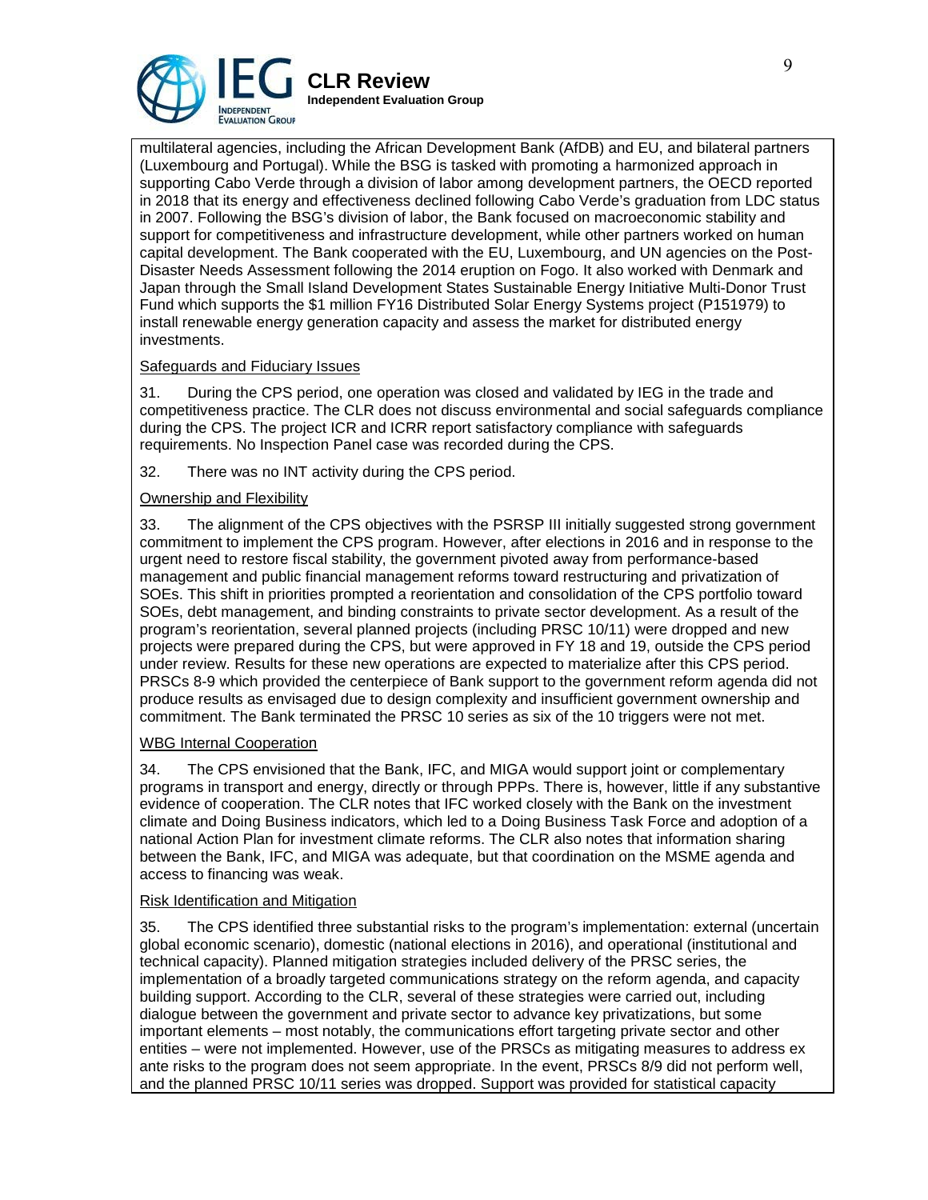multilateral agencies, including the African Development Bank (AfDB) and EU, and bilateral partners (Luxembourg and Portugal). While the BSG is tasked with promoting a harmonized approach in supporting Cabo Verde through a division of labor among development partners, the OECD reported in 2018 that its energy and effectiveness declined following Cabo Verde's graduation from LDC status in 2007. Following the BSG's division of labor, the Bank focused on macroeconomic stability and support for competitiveness and infrastructure development, while other partners worked on human capital development. The Bank cooperated with the EU, Luxembourg, and UN agencies on the Post-Disaster Needs Assessment following the 2014 eruption on Fogo. It also worked with Denmark and Japan through the Small Island Development States Sustainable Energy Initiative Multi-Donor Trust Fund which supports the $1 million FY16 Distributed Solar Energy Systems project (P151979) to install renewable energy generation capacity and assess the market for distributed energy investments.

Safeguards and Fiduciary Issues

31. During the CPS period, one operation was closed and validated by IEG in the trade and competitiveness practice. The CLR does not discuss environmental and social safeguards compliance during the CPS. The project ICR and ICRR report satisfactory compliance with safeguards requirements. No Inspection Panel case was recorded during the CPS.

32. There was no INT activity during the CPS period.

Ownership and Flexibility

33. The alignment of the CPS objectives with the PSRSP III initially suggested strong government commitment to implement the CPS program. However, after elections in 2016 and in response to the urgent need to restore fiscal stability, the government pivoted away from performance-based management and public financial management reforms toward restructuring and privatization of SOEs. This shift in priorities prompted a reorientation and consolidation of the CPS portfolio toward SOEs, debt management, and binding constraints to private sector development. As a result of the program's reorientation, several planned projects (including PRSC 10/11) were dropped and new projects were prepared during the CPS, but were approved in FY 18 and 19, outside the CPS period under review. Results for these new operations are expected to materialize after this CPS period. PRSCs 8-9 which provided the centerpiece of Bank support to the government reform agenda did not produce results as envisaged due to design complexity and insufficient government ownership and commitment. The Bank terminated the PRSC 10 series as six of the 10 triggers were not met.

WBG Internal Cooperation

34. The CPS envisioned that the Bank, IFC, and MIGA would support joint or complementary programs in transport and energy, directly or through PPPs. There is, however, little if any substantive evidence of cooperation. The CLR notes that IFC worked closely with the Bank on the investment climate and Doing Business indicators, which led to a Doing Business Task Force and adoption of a national Action Plan for investment climate reforms. The CLR also notes that information sharing between the Bank, IFC, and MIGA was adequate, but that coordination on the MSME agenda and access to financing was weak.

Risk Identification and Mitigation

35. The CPS identified three substantial risks to the program's implementation: external (uncertain global economic scenario), domestic (national elections in 2016), and operational (institutional and technical capacity). Planned mitigation strategies included delivery of the PRSC series, the implementation of a broadly targeted communications strategy on the reform agenda, and capacity building support. According to the CLR, several of these strategies were carried out, including dialogue between the government and private sector to advance key privatizations, but some important elements – most notably, the communications effort targeting private sector and other entities – were not implemented. However, use of the PRSCs as mitigating measures to address ex ante risks to the program does not seem appropriate. In the event, PRSCs 8/9 did not perform well, and the planned PRSC 10/11 series was dropped. Support was provided for statistical capacity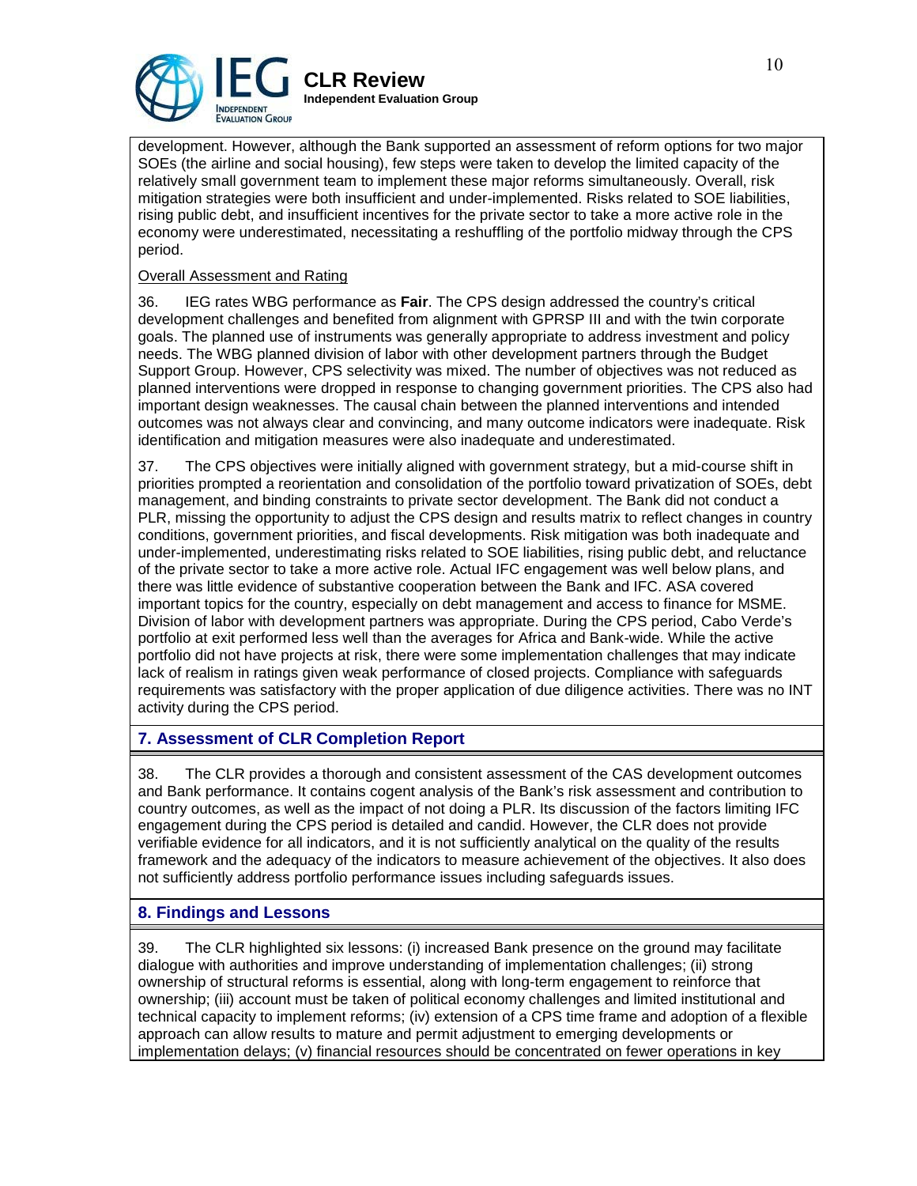development. However, although the Bank supported an assessment of reform options for two major SOEs (the airline and social housing), few steps were taken to develop the limited capacity of the relatively small government team to implement these major reforms simultaneously. Overall, risk mitigation strategies were both insufficient and under-implemented. Risks related to SOE liabilities, rising public debt, and insufficient incentives for the private sector to take a more active role in the economy were underestimated, necessitating a reshuffling of the portfolio midway through the CPS period.

Overall Assessment and Rating

36. IEG rates WBG performance as **Fair**. The CPS design addressed the country's critical development challenges and benefited from alignment with GPRSP III and with the twin corporate goals. The planned use of instruments was generally appropriate to address investment and policy needs. The WBG planned division of labor with other development partners through the Budget Support Group. However, CPS selectivity was mixed. The number of objectives was not reduced as planned interventions were dropped in response to changing government priorities. The CPS also had important design weaknesses. The causal chain between the planned interventions and intended outcomes was not always clear and convincing, and many outcome indicators were inadequate. Risk identification and mitigation measures were also inadequate and underestimated.

37. The CPS objectives were initially aligned with government strategy, but a mid-course shift in priorities prompted a reorientation and consolidation of the portfolio toward privatization of SOEs, debt management, and binding constraints to private sector development. The Bank did not conduct a PLR, missing the opportunity to adjust the CPS design and results matrix to reflect changes in country conditions, government priorities, and fiscal developments. Risk mitigation was both inadequate and under-implemented, underestimating risks related to SOE liabilities, rising public debt, and reluctance of the private sector to take a more active role. Actual IFC engagement was well below plans, and there was little evidence of substantive cooperation between the Bank and IFC. ASA covered important topics for the country, especially on debt management and access to finance for MSME. Division of labor with development partners was appropriate. During the CPS period, Cabo Verde's portfolio at exit performed less well than the averages for Africa and Bank-wide. While the active portfolio did not have projects at risk, there were some implementation challenges that may indicate lack of realism in ratings given weak performance of closed projects. Compliance with safeguards requirements was satisfactory with the proper application of due diligence activities. There was no INT activity during the CPS period.

## 7. Assessment of CLR Completion Report

38. The CLR provides a thorough and consistent assessment of the CAS development outcomes and Bank performance. It contains cogent analysis of the Bank's risk assessment and contribution to country outcomes, as well as the impact of not doing a PLR. Its discussion of the factors limiting IFC engagement during the CPS period is detailed and candid. However, the CLR does not provide verifiable evidence for all indicators, and it is not sufficiently analytical on the quality of the results framework and the adequacy of the indicators to measure achievement of the objectives. It also does not sufficiently address portfolio performance issues including safeguards issues.

## 8. Findings and Lessons

39. The CLR highlighted six lessons: (i) increased Bank presence on the ground may facilitate dialogue with authorities and improve understanding of implementation challenges; (ii) strong ownership of structural reforms is essential, along with long-term engagement to reinforce that ownership; (iii) account must be taken of political economy challenges and limited institutional and technical capacity to implement reforms; (iv) extension of a CPS time frame and adoption of a flexible approach can allow results to mature and permit adjustment to emerging developments or implementation delays; (v) financial resources should be concentrated on fewer operations in key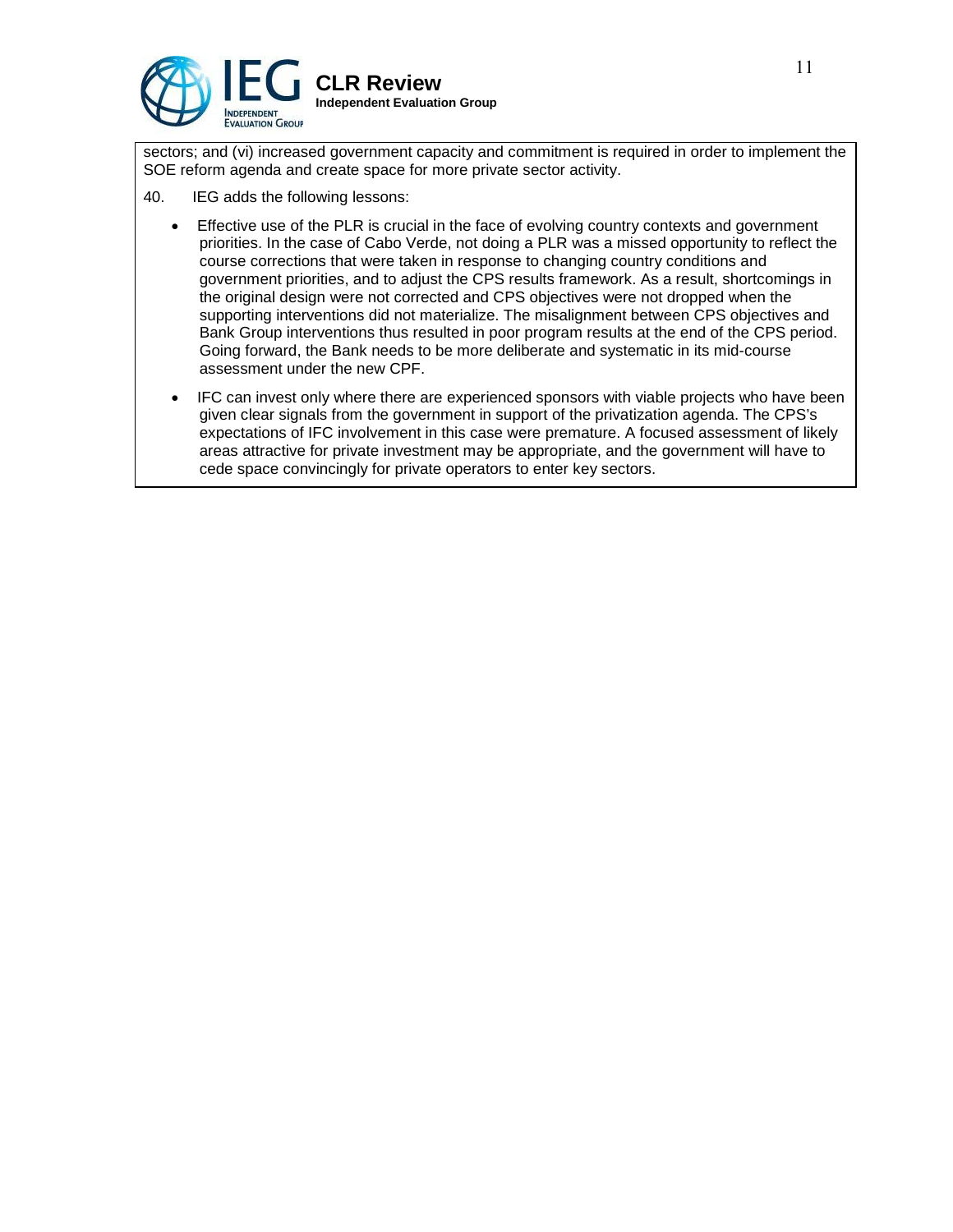sectors; and (vi) increased government capacity and commitment is required in order to implement the SOE reform agenda and create space for more private sector activity.

40. IEG adds the following lessons:

- Effective use of the PLR is crucial in the face of evolving country contexts and government priorities. In the case of Cabo Verde, not doing a PLR was a missed opportunity to reflect the course corrections that were taken in response to changing country conditions and government priorities, and to adjust the CPS results framework. As a result, shortcomings in the original design were not corrected and CPS objectives were not dropped when the supporting interventions did not materialize. The misalignment between CPS objectives and Bank Group interventions thus resulted in poor program results at the end of the CPS period. Going forward, the Bank needs to be more deliberate and systematic in its mid-course assessment under the new CPF.
- IFC can invest only where there are experienced sponsors with viable projects who have been given clear signals from the government in support of the privatization agenda. The CPS's expectations of IFC involvement in this case were premature. A focused assessment of likely areas attractive for private investment may be appropriate, and the government will have to cede space convincingly for private operators to enter key sectors.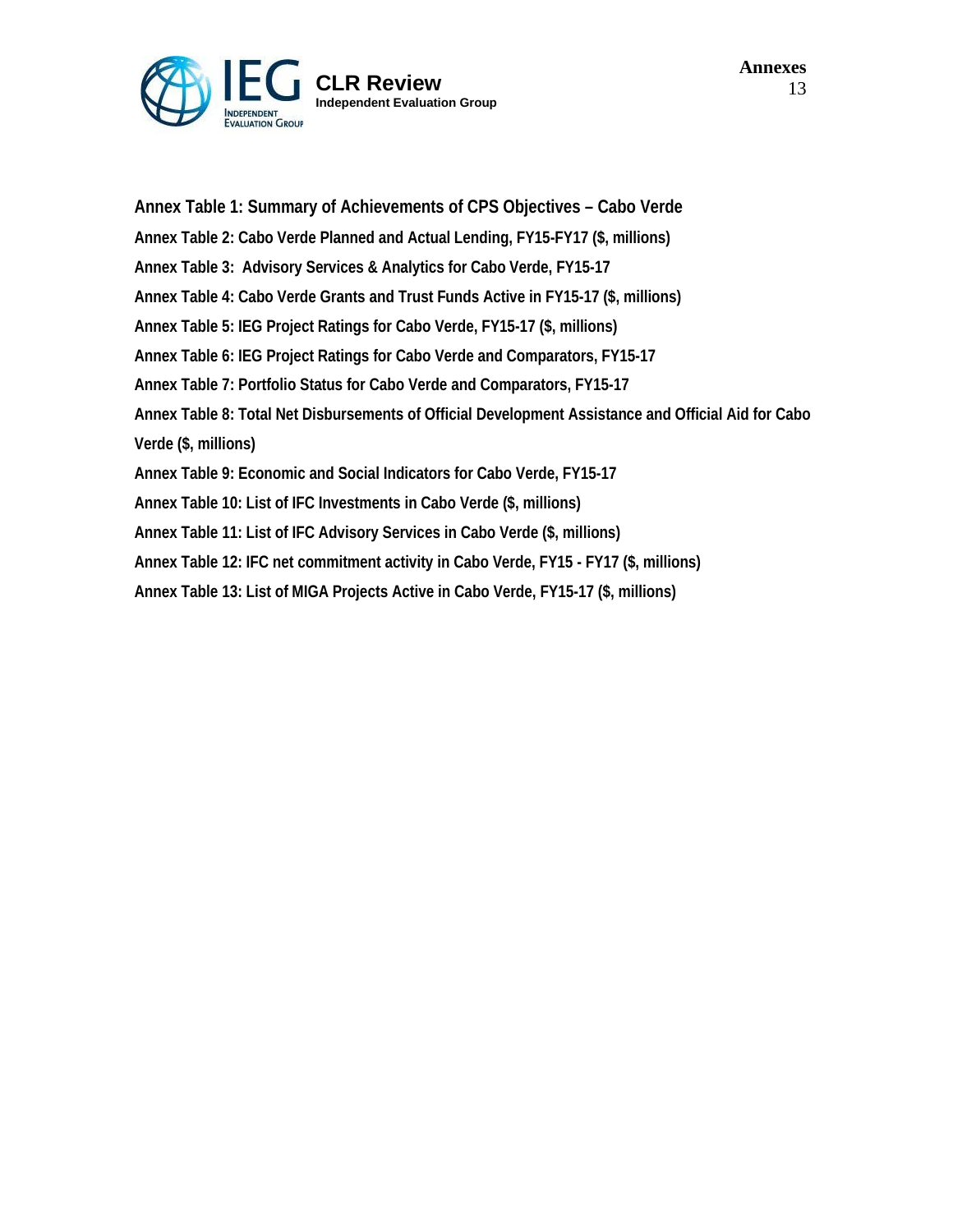**Annex Table 1: Summary of Achievements of CPS Objectives – Cabo Verde**

**Annex Table 2: Cabo Verde Planned and Actual Lending, FY15-FY17 ($, millions)**

**Annex Table 3: Advisory Services & Analytics for Cabo Verde, FY15-17**

**Annex Table 4: Cabo Verde Grants and Trust Funds Active in FY15-17 ($, millions)**

**Annex Table 5: IEG Project Ratings for Cabo Verde, FY15-17 ($, millions)**

**Annex Table 6: IEG Project Ratings for Cabo Verde and Comparators, FY15-17**

**Annex Table 7: Portfolio Status for Cabo Verde and Comparators, FY15-17**

**Annex Table 8: Total Net Disbursements of Official Development Assistance and Official Aid for Cabo Verde ($, millions)**

**Annex Table 9: Economic and Social Indicators for Cabo Verde, FY15-17**

**Annex Table 10: List of IFC Investments in Cabo Verde ($, millions)**

**Annex Table 11: List of IFC Advisory Services in Cabo Verde ($, millions)**

**Annex Table 12: IFC net commitment activity in Cabo Verde, FY15 - FY17 ($, millions)**

**Annex Table 13: List of MIGA Projects Active in Cabo Verde, FY15-17 ($, millions)**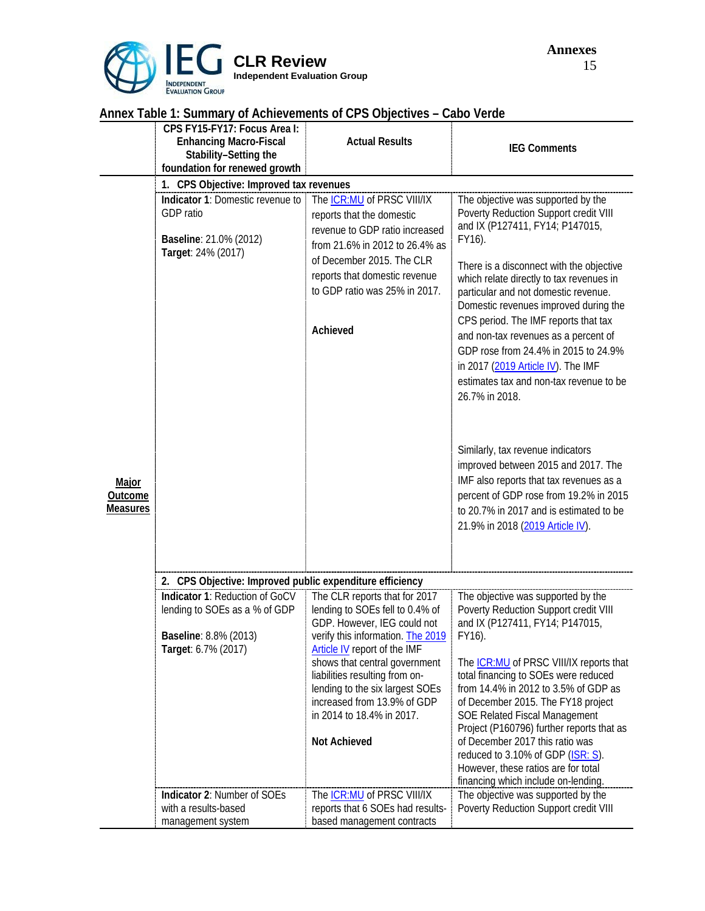## Annex Table 1: Summary of Achievements of CPS Objectives – Cabo Verde

| | CPS FY15-FY17: Focus Area I: Enhancing Macro-Fiscal Stability–Setting the foundation for renewed growth | Actual Results | IEG Comments |
|---|---|---|---|
| **Major Outcome Measures** | **1. CPS Objective: Improved tax revenues** | | |
| | **Indicator 1**: Domestic revenue to GDP ratio<br><br>**Baseline**: 21.0% (2012)<br>**Target**: 24% (2017) | The ICR:MU of PRSC VIII/IX reports that the domestic revenue to GDP ratio increased from 21.6% in 2012 to 26.4% as of December 2015. The CLR reports that domestic revenue to GDP ratio was 25% in 2017.<br><br>**Achieved** | The objective was supported by the Poverty Reduction Support credit VIII and IX (P127411, FY14; P147015, FY16).<br><br>There is a disconnect with the objective which relate directly to tax revenues in particular and not domestic revenue. Domestic revenues improved during the CPS period. The IMF reports that tax and non-tax revenues as a percent of GDP rose from 24.4% in 2015 to 24.9% in 2017 (2019 Article IV). The IMF estimates tax and non-tax revenue to be 26.7% in 2018.<br><br>Similarly, tax revenue indicators improved between 2015 and 2017. The IMF also reports that tax revenues as a percent of GDP rose from 19.2% in 2015 to 20.7% in 2017 and is estimated to be 21.9% in 2018 (2019 Article IV). |
| | **2. CPS Objective: Improved public expenditure efficiency** | | |
| | **Indicator 1**: Reduction of GoCV lending to SOEs as a % of GDP<br><br>**Baseline**: 8.8% (2013)<br>**Target**: 6.7% (2017) | The CLR reports that for 2017 lending to SOEs fell to 0.4% of GDP. However, IEG could not verify this information. The 2019 Article IV report of the IMF shows that central government liabilities resulting from on-lending to the six largest SOEs increased from 13.9% of GDP in 2014 to 18.4% in 2017.<br><br>**Not Achieved** | The objective was supported by the Poverty Reduction Support credit VIII and IX (P127411, FY14; P147015, FY16).<br><br>The ICR:MU of PRSC VIII/IX reports that total financing to SOEs were reduced from 14.4% in 2012 to 3.5% of GDP as of December 2015. The FY18 project SOE Related Fiscal Management Project (P160796) further reports that as of December 2017 this ratio was reduced to 3.10% of GDP (ISR: S). However, these ratios are for total financing which include on-lending. |
| | **Indicator 2**: Number of SOEs with a results-based management system | The ICR:MU of PRSC VIII/IX reports that 6 SOEs had results-based management contracts | The objective was supported by the Poverty Reduction Support credit VIII |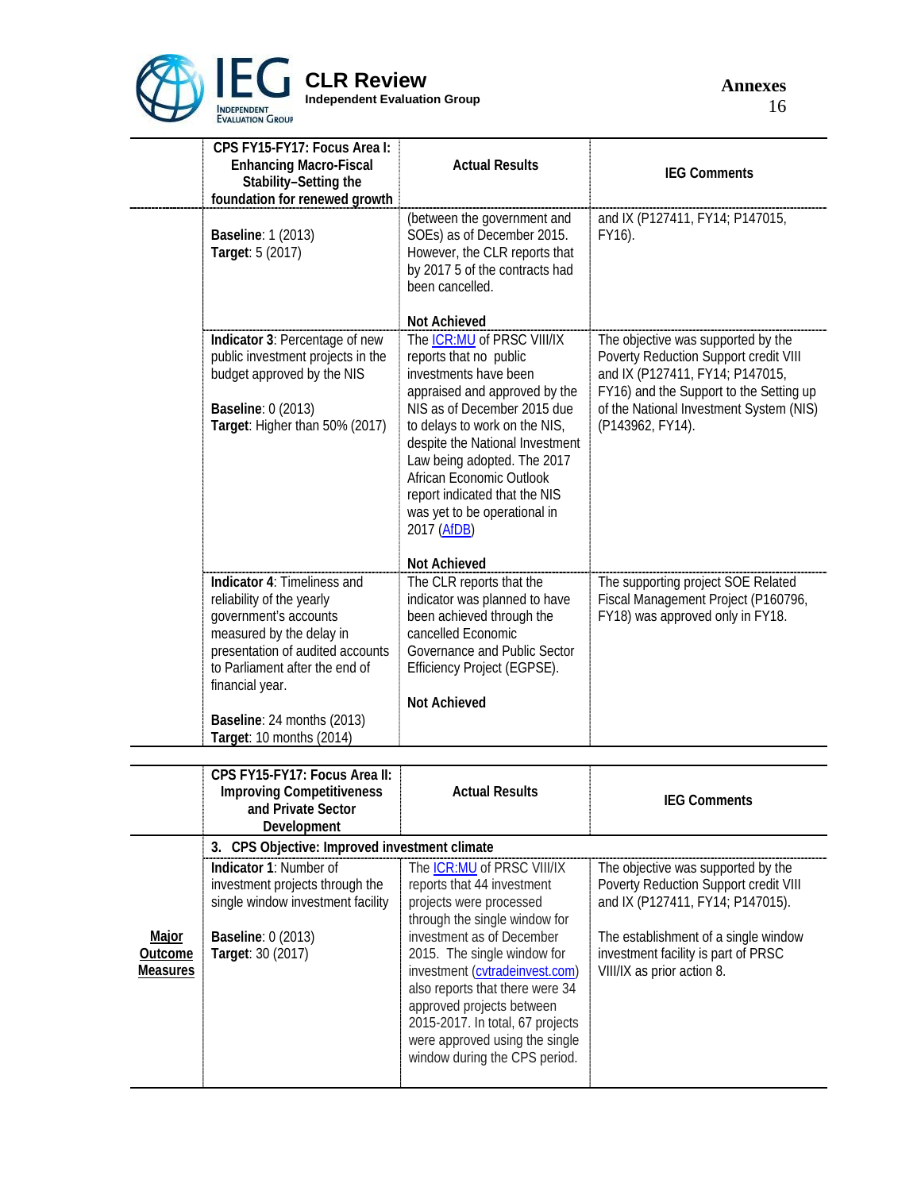| | CPS FY15-FY17: Focus Area I: Enhancing Macro-Fiscal Stability–Setting the foundation for renewed growth | Actual Results | IEG Comments |
|---|---|---|---|
| | **Baseline**: 1 (2013)<br>**Target**: 5 (2017) | (between the government and SOEs) as of December 2015. However, the CLR reports that by 2017 5 of the contracts had been cancelled.<br><br>**Not Achieved** | and IX (P127411, FY14; P147015, FY16). |
| | **Indicator 3**: Percentage of new public investment projects in the budget approved by the NIS<br><br>**Baseline**: 0 (2013)<br>**Target**: Higher than 50% (2017) | The ICR:MU of PRSC VIII/IX reports that no public investments have been appraised and approved by the NIS as of December 2015 due to delays to work on the NIS, despite the National Investment Law being adopted. The 2017 African Economic Outlook report indicated that the NIS was yet to be operational in 2017 (AfDB)<br><br>**Not Achieved** | The objective was supported by the Poverty Reduction Support credit VIII and IX (P127411, FY14; P147015, FY16) and the Support to the Setting up of the National Investment System (NIS) (P143962, FY14). |
| | **Indicator 4**: Timeliness and reliability of the yearly government's accounts measured by the delay in presentation of audited accounts to Parliament after the end of financial year.<br><br>**Baseline**: 24 months (2013)<br>**Target**: 10 months (2014) | The CLR reports that the indicator was planned to have been achieved through the cancelled Economic Governance and Public Sector Efficiency Project (EGPSE).<br><br>**Not Achieved** | The supporting project SOE Related Fiscal Management Project (P160796, FY18) was approved only in FY18. |

| | CPS FY15-FY17: Focus Area II: Improving Competitiveness and Private Sector Development | Actual Results | IEG Comments |
|---|---|---|---|
| | **3. CPS Objective: Improved investment climate** | | |
| **Major Outcome Measures** | **Indicator 1**: Number of investment projects through the single window investment facility<br><br>**Baseline**: 0 (2013)<br>**Target**: 30 (2017) | The ICR:MU of PRSC VIII/IX reports that 44 investment projects were processed through the single window for investment as of December 2015. The single window for investment (cvtradeinvest.com) also reports that there were 34 approved projects between 2015-2017. In total, 67 projects were approved using the single window during the CPS period. | The objective was supported by the Poverty Reduction Support credit VIII and IX (P127411, FY14; P147015).<br><br>The establishment of a single window investment facility is part of PRSC VIII/IX as prior action 8. |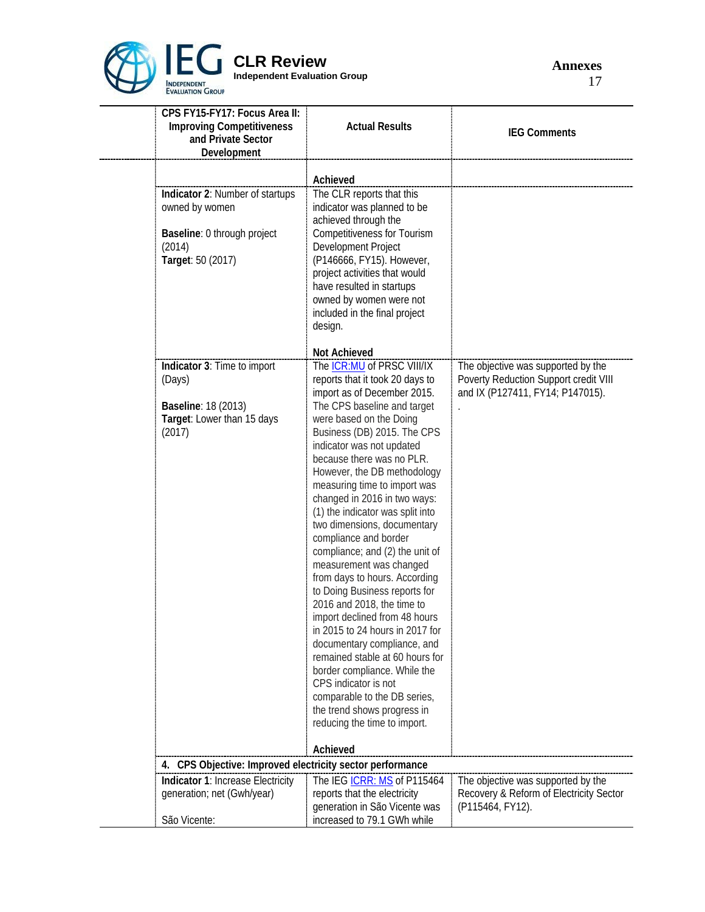| CPS FY15-FY17: Focus Area II: Improving Competitiveness and Private Sector Development | Actual Results | IEG Comments |
|---|---|---|
| | **Achieved** | |
| **Indicator 2**: Number of startups owned by women<br><br>**Baseline**: 0 through project (2014)<br>**Target**: 50 (2017) | The CLR reports that this indicator was planned to be achieved through the Competitiveness for Tourism Development Project (P146666, FY15). However, project activities that would have resulted in startups owned by women were not included in the final project design.<br><br>**Not Achieved** | |
| **Indicator 3**: Time to import (Days)<br><br>**Baseline**: 18 (2013)<br>**Target**: Lower than 15 days (2017) | The ICR:MU of PRSC VIII/IX reports that it took 20 days to import as of December 2015. The CPS baseline and target were based on the Doing Business (DB) 2015. The CPS indicator was not updated because there was no PLR. However, the DB methodology measuring time to import was changed in 2016 in two ways: (1) the indicator was split into two dimensions, documentary compliance and border compliance; and (2) the unit of measurement was changed from days to hours. According to Doing Business reports for 2016 and 2018, the time to import declined from 48 hours in 2015 to 24 hours in 2017 for documentary compliance, and remained stable at 60 hours for border compliance. While the CPS indicator is not comparable to the DB series, the trend shows progress in reducing the time to import.<br><br>**Achieved** | The objective was supported by the Poverty Reduction Support credit VIII and IX (P127411, FY14; P147015).<br>. |
| **4. CPS Objective: Improved electricity sector performance** | | |
| **Indicator 1**: Increase Electricity generation; net (Gwh/year)<br><br>São Vicente: | The IEG ICRR: MS of P115464 reports that the electricity generation in São Vicente was increased to 79.1 GWh while | The objective was supported by the Recovery & Reform of Electricity Sector (P115464, FY12). |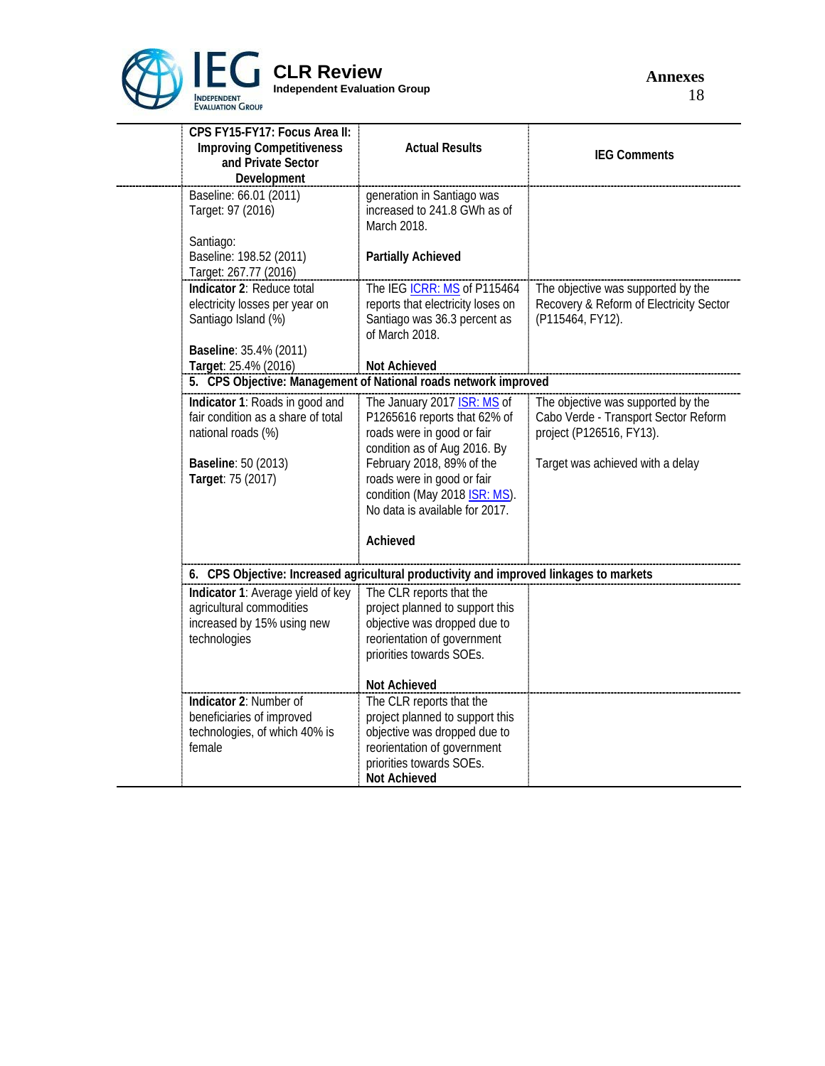| CPS FY15-FY17: Focus Area II: Improving Competitiveness and Private Sector Development | Actual Results | IEG Comments |
|---|---|---|
| Baseline: 66.01 (2011)<br>Target: 97 (2016)<br><br>Santiago:<br>Baseline: 198.52 (2011)<br>Target: 267.77 (2016) | generation in Santiago was increased to 241.8 GWh as of March 2018.<br><br>**Partially Achieved** | |
| **Indicator 2**: Reduce total electricity losses per year on Santiago Island (%)<br><br>**Baseline**: 35.4% (2011)<br>**Target**: 25.4% (2016) | The IEG ICRR: MS of P115464 reports that electricity loses on Santiago was 36.3 percent as of March 2018.<br><br>**Not Achieved** | The objective was supported by the Recovery & Reform of Electricity Sector (P115464, FY12). |
| **5. CPS Objective: Management of National roads network improved** | | |
| **Indicator 1**: Roads in good and fair condition as a share of total national roads (%)<br><br>**Baseline**: 50 (2013)<br>**Target**: 75 (2017) | The January 2017 ISR: MS of P1265616 reports that 62% of roads were in good or fair condition as of Aug 2016. By February 2018, 89% of the roads were in good or fair condition (May 2018 ISR: MS). No data is available for 2017.<br><br>**Achieved** | The objective was supported by the Cabo Verde - Transport Sector Reform project (P126516, FY13).<br><br>Target was achieved with a delay |
| **6. CPS Objective: Increased agricultural productivity and improved linkages to markets** | | |
| **Indicator 1**: Average yield of key agricultural commodities increased by 15% using new technologies | The CLR reports that the project planned to support this objective was dropped due to reorientation of government priorities towards SOEs.<br><br>**Not Achieved** | |
| **Indicator 2**: Number of beneficiaries of improved technologies, of which 40% is female | The CLR reports that the project planned to support this objective was dropped due to reorientation of government priorities towards SOEs.<br>**Not Achieved** | |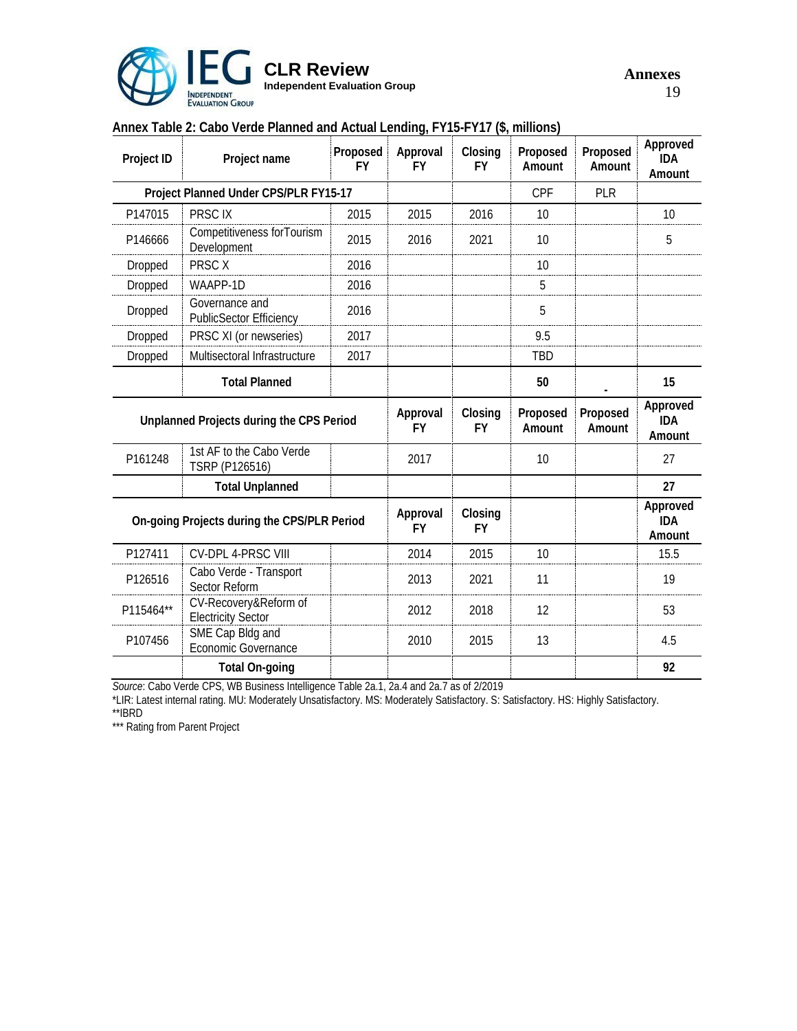## Annex Table 2: Cabo Verde Planned and Actual Lending, FY15-FY17 ($, millions)

| Project ID | Project name | Proposed FY | Approval FY | Closing FY | Proposed Amount | Proposed Amount | Approved IDA Amount |
|---|---|---|---|---|---|---|---|
| Project Planned Under CPS/PLR FY15-17 | | | | | CPF | PLR | |
| P147015 | PRSC IX | 2015 | 2015 | 2016 | 10 | | 10 |
| P146666 | Competitiveness forTourism Development | 2015 | 2016 | 2021 | 10 | | 5 |
| Dropped | PRSC X | 2016 | | | 10 | | |
| Dropped | WAAPP-1D | 2016 | | | 5 | | |
| Dropped | Governance and PublicSector Efficiency | 2016 | | | 5 | | |
| Dropped | PRSC XI (or newseries) | 2017 | | | 9.5 | | |
| Dropped | Multisectoral Infrastructure | 2017 | | | TBD | | |
| | **Total Planned** | | | | **50** | **-** | **15** |
| **Unplanned Projects during the CPS Period** | | | **Approval FY** | **Closing FY** | **Proposed Amount** | **Proposed Amount** | **Approved IDA Amount** |
| P161248 | 1st AF to the Cabo Verde TSRP (P126516) | | 2017 | | 10 | | 27 |
| | **Total Unplanned** | | | | | | **27** |
| **On-going Projects during the CPS/PLR Period** | | | **Approval FY** | **Closing FY** | | | **Approved IDA Amount** |
| P127411 | CV-DPL 4-PRSC VIII | | 2014 | 2015 | 10 | | 15.5 |
| P126516 | Cabo Verde - Transport Sector Reform | | 2013 | 2021 | 11 | | 19 |
| P115464** | CV-Recovery&Reform of Electricity Sector | | 2012 | 2018 | 12 | | 53 |
| P107456 | SME Cap Bldg and Economic Governance | | 2010 | 2015 | 13 | | 4.5 |
| | **Total On-going** | | | | | | **92** |

*Source*: Cabo Verde CPS, WB Business Intelligence Table 2a.1, 2a.4 and 2a.7 as of 2/2019

*LIR: Latest internal rating. MU: Moderately Unsatisfactory. MS: Moderately Satisfactory. S: Satisfactory. HS: Highly Satisfactory.

**IBRD

*** Rating from Parent Project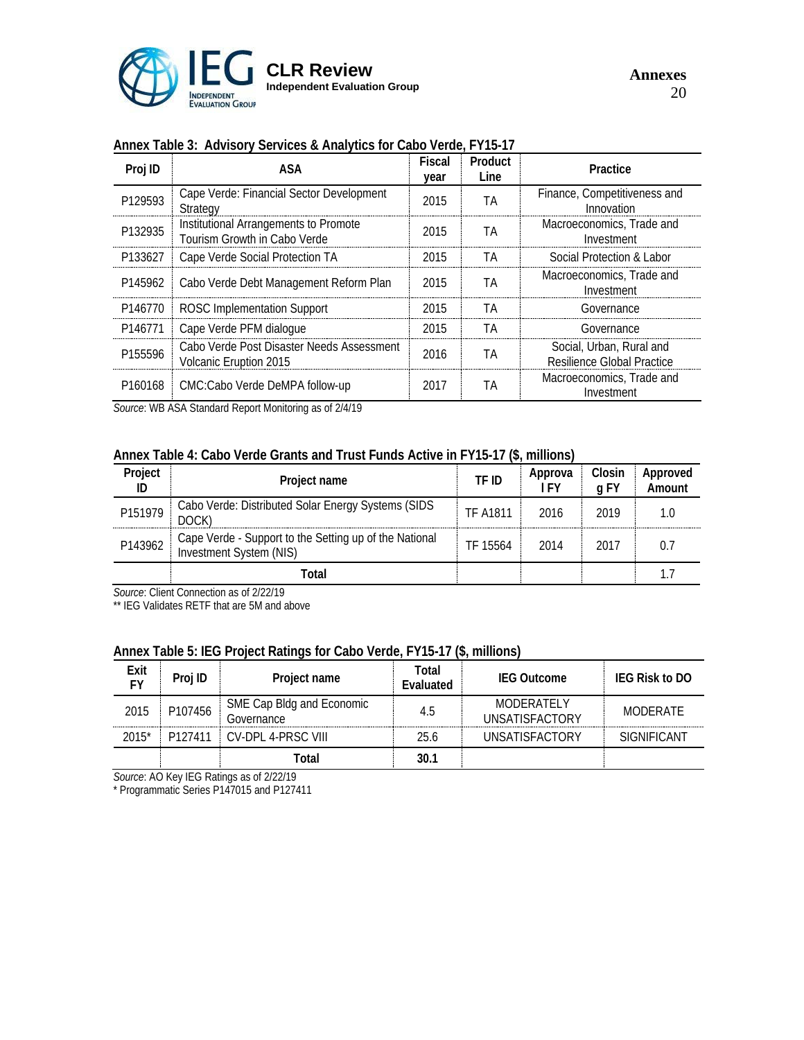**Annex Table 3: Advisory Services & Analytics for Cabo Verde, FY15-17**

| Proj ID | ASA | Fiscal year | Product Line | Practice |
|---|---|---|---|---|
| P129593 | Cape Verde: Financial Sector Development Strategy | 2015 | TA | Finance, Competitiveness and Innovation |
| P132935 | Institutional Arrangements to Promote Tourism Growth in Cabo Verde | 2015 | TA | Macroeconomics, Trade and Investment |
| P133627 | Cape Verde Social Protection TA | 2015 | TA | Social Protection & Labor |
| P145962 | Cabo Verde Debt Management Reform Plan | 2015 | TA | Macroeconomics, Trade and Investment |
| P146770 | ROSC Implementation Support | 2015 | TA | Governance |
| P146771 | Cape Verde PFM dialogue | 2015 | TA | Governance |
| P155596 | Cabo Verde Post Disaster Needs Assessment Volcanic Eruption 2015 | 2016 | TA | Social, Urban, Rural and Resilience Global Practice |
| P160168 | CMC:Cabo Verde DeMPA follow-up | 2017 | TA | Macroeconomics, Trade and Investment |

*Source*: WB ASA Standard Report Monitoring as of 2/4/19

**Annex Table 4: Cabo Verde Grants and Trust Funds Active in FY15-17 ($, millions)**

| Project ID | Project name | TF ID | Approval FY | Closing FY | Approved Amount |
|---|---|---|---|---|---|
| P151979 | Cabo Verde: Distributed Solar Energy Systems (SIDS DOCK) | TF A1811 | 2016 | 2019 | 1.0 |
| P143962 | Cape Verde - Support to the Setting up of the National Investment System (NIS) | TF 15564 | 2014 | 2017 | 0.7 |
| | **Total** | | | | 1.7 |

*Source*: Client Connection as of 2/22/19
** IEG Validates RETF that are 5M and above

**Annex Table 5: IEG Project Ratings for Cabo Verde, FY15-17 ($, millions)**

| Exit FY | Proj ID | Project name | Total Evaluated | IEG Outcome | IEG Risk to DO |
|---|---|---|---|---|---|
| 2015 | P107456 | SME Cap Bldg and Economic Governance | 4.5 | MODERATELY UNSATISFACTORY | MODERATE |
| 2015* | P127411 | CV-DPL 4-PRSC VIII | 25.6 | UNSATISFACTORY | SIGNIFICANT |
| | | **Total** | **30.1** | | |

*Source*: AO Key IEG Ratings as of 2/22/19
* Programmatic Series P147015 and P127411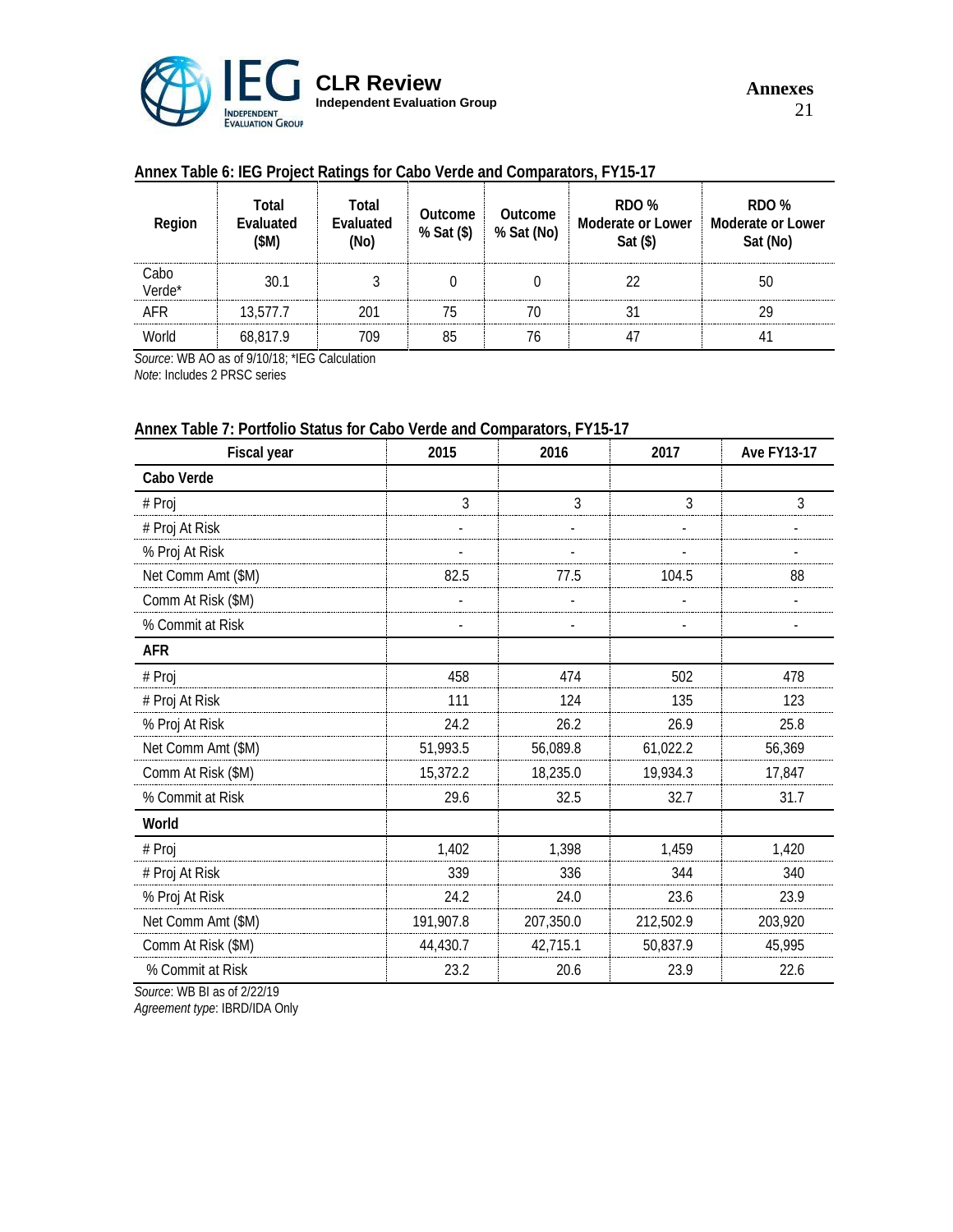**Annex Table 6: IEG Project Ratings for Cabo Verde and Comparators, FY15-17**

| Region | Total Evaluated ($M) | Total Evaluated (No) | Outcome % Sat ($) | Outcome % Sat (No) | RDO % Moderate or Lower Sat ($) | RDO % Moderate or Lower Sat (No) |
|---|---|---|---|---|---|---|
| Cabo Verde* | 30.1 | 3 | 0 | 0 | 22 | 50 |
| AFR | 13,577.7 | 201 | 75 | 70 | 31 | 29 |
| World | 68,817.9 | 709 | 85 | 76 | 47 | 41 |

*Source*: WB AO as of 9/10/18; *IEG Calculation
*Note*: Includes 2 PRSC series

**Annex Table 7: Portfolio Status for Cabo Verde and Comparators, FY15-17**

| Fiscal year | 2015 | 2016 | 2017 | Ave FY13-17 |
|---|---|---|---|---|
| **Cabo Verde** | | | | |
| # Proj | 3 | 3 | 3 | 3 |
| # Proj At Risk | - | - | - | - |
| % Proj At Risk | - | - | - | - |
| Net Comm Amt ($M) | 82.5 | 77.5 | 104.5 | 88 |
| Comm At Risk ($M) | - | - | - | - |
| % Commit at Risk | - | - | - | - |
| **AFR** | | | | |
| # Proj | 458 | 474 | 502 | 478 |
| # Proj At Risk | 111 | 124 | 135 | 123 |
| % Proj At Risk | 24.2 | 26.2 | 26.9 | 25.8 |
| Net Comm Amt ($M) | 51,993.5 | 56,089.8 | 61,022.2 | 56,369 |
| Comm At Risk ($M) | 15,372.2 | 18,235.0 | 19,934.3 | 17,847 |
| % Commit at Risk | 29.6 | 32.5 | 32.7 | 31.7 |
| **World** | | | | |
| # Proj | 1,402 | 1,398 | 1,459 | 1,420 |
| # Proj At Risk | 339 | 336 | 344 | 340 |
| % Proj At Risk | 24.2 | 24.0 | 23.6 | 23.9 |
| Net Comm Amt ($M) | 191,907.8 | 207,350.0 | 212,502.9 | 203,920 |
| Comm At Risk ($M) | 44,430.7 | 42,715.1 | 50,837.9 | 45,995 |
| % Commit at Risk | 23.2 | 20.6 | 23.9 | 22.6 |

*Source*: WB BI as of 2/22/19
*Agreement type*: IBRD/IDA Only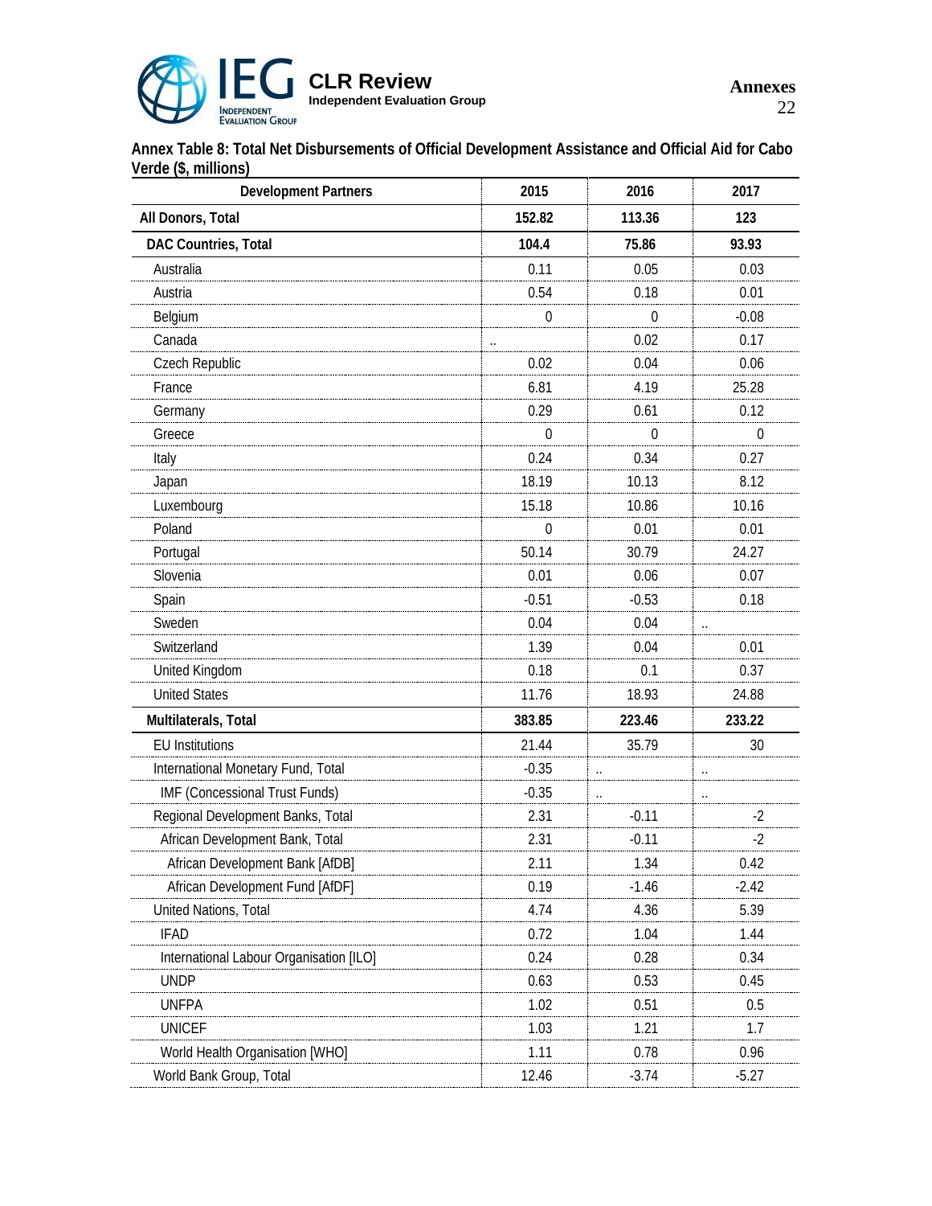**Annex Table 8: Total Net Disbursements of Official Development Assistance and Official Aid for Cabo Verde ($, millions)**

| Development Partners | 2015 | 2016 | 2017 |
|---|---|---|---|
| **All Donors, Total** | **152.82** | **113.36** | **123** |
| **DAC Countries, Total** | **104.4** | **75.86** | **93.93** |
| Australia | 0.11 | 0.05 | 0.03 |
| Austria | 0.54 | 0.18 | 0.01 |
| Belgium | 0 | 0 | -0.08 |
| Canada | .. | 0.02 | 0.17 |
| Czech Republic | 0.02 | 0.04 | 0.06 |
| France | 6.81 | 4.19 | 25.28 |
| Germany | 0.29 | 0.61 | 0.12 |
| Greece | 0 | 0 | 0 |
| Italy | 0.24 | 0.34 | 0.27 |
| Japan | 18.19 | 10.13 | 8.12 |
| Luxembourg | 15.18 | 10.86 | 10.16 |
| Poland | 0 | 0.01 | 0.01 |
| Portugal | 50.14 | 30.79 | 24.27 |
| Slovenia | 0.01 | 0.06 | 0.07 |
| Spain | -0.51 | -0.53 | 0.18 |
| Sweden | 0.04 | 0.04 | .. |
| Switzerland | 1.39 | 0.04 | 0.01 |
| United Kingdom | 0.18 | 0.1 | 0.37 |
| United States | 11.76 | 18.93 | 24.88 |
| **Multilaterals, Total** | **383.85** | **223.46** | **233.22** |
| EU Institutions | 21.44 | 35.79 | 30 |
| International Monetary Fund, Total | -0.35 | .. | .. |
| IMF (Concessional Trust Funds) | -0.35 | .. | .. |
| Regional Development Banks, Total | 2.31 | -0.11 | -2 |
| African Development Bank, Total | 2.31 | -0.11 | -2 |
| African Development Bank [AfDB] | 2.11 | 1.34 | 0.42 |
| African Development Fund [AfDF] | 0.19 | -1.46 | -2.42 |
| United Nations, Total | 4.74 | 4.36 | 5.39 |
| IFAD | 0.72 | 1.04 | 1.44 |
| International Labour Organisation [ILO] | 0.24 | 0.28 | 0.34 |
| UNDP | 0.63 | 0.53 | 0.45 |
| UNFPA | 1.02 | 0.51 | 0.5 |
| UNICEF | 1.03 | 1.21 | 1.7 |
| World Health Organisation [WHO] | 1.11 | 0.78 | 0.96 |
| World Bank Group, Total | 12.46 | -3.74 | -5.27 |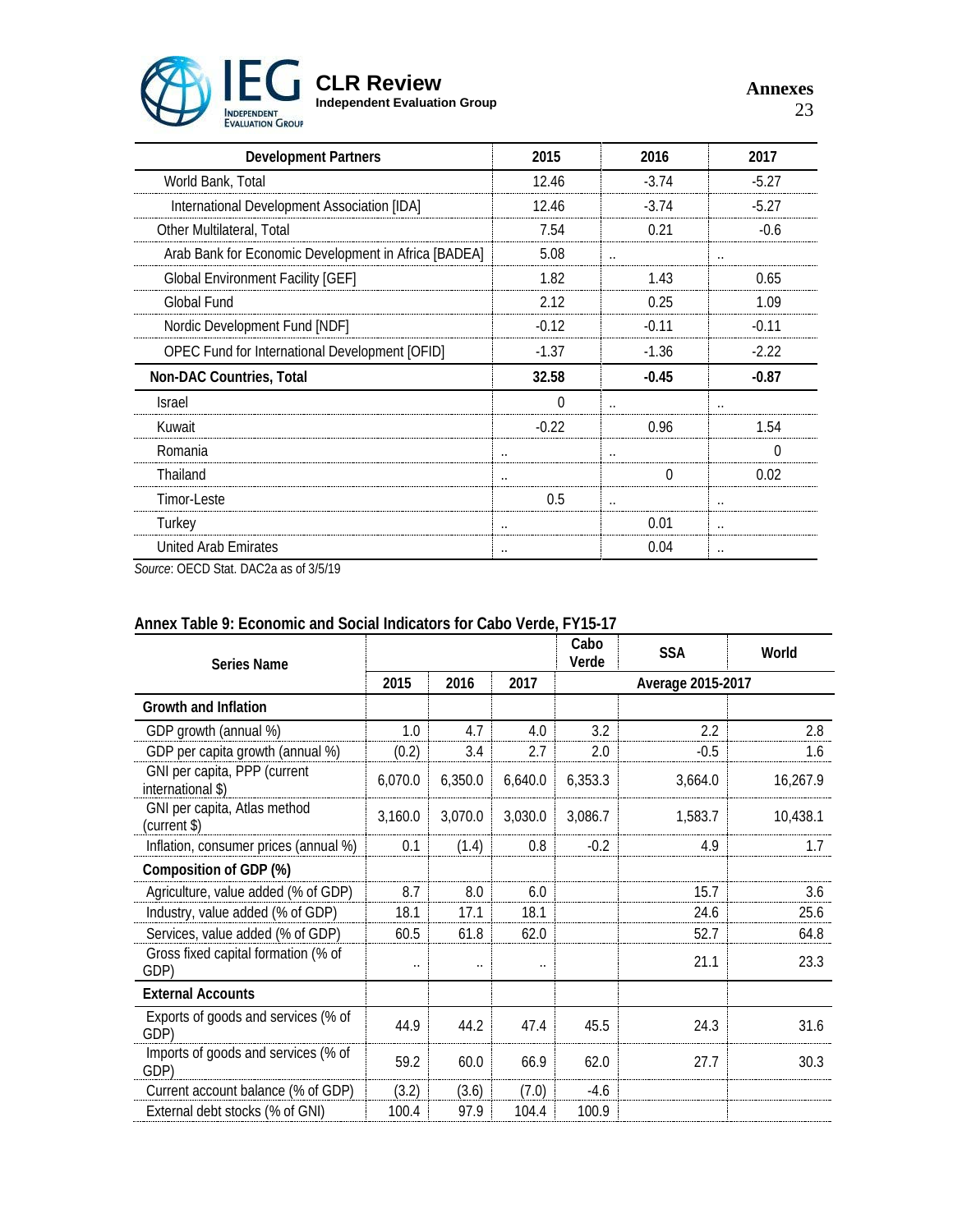| Development Partners | 2015 | 2016 | 2017 |
|---|---|---|---|
| World Bank, Total | 12.46 | -3.74 | -5.27 |
| International Development Association [IDA] | 12.46 | -3.74 | -5.27 |
| Other Multilateral, Total | 7.54 | 0.21 | -0.6 |
| Arab Bank for Economic Development in Africa [BADEA] | 5.08 | .. | .. |
| Global Environment Facility [GEF] | 1.82 | 1.43 | 0.65 |
| Global Fund | 2.12 | 0.25 | 1.09 |
| Nordic Development Fund [NDF] | -0.12 | -0.11 | -0.11 |
| OPEC Fund for International Development [OFID] | -1.37 | -1.36 | -2.22 |
| **Non-DAC Countries, Total** | **32.58** | **-0.45** | **-0.87** |
| Israel | 0 | .. | .. |
| Kuwait | -0.22 | 0.96 | 1.54 |
| Romania | .. | .. | 0 |
| Thailand | .. | 0 | 0.02 |
| Timor-Leste | 0.5 | .. | .. |
| Turkey | .. | 0.01 | .. |
| United Arab Emirates | .. | 0.04 | .. |

*Source*: OECD Stat. DAC2a as of 3/5/19

**Annex Table 9: Economic and Social Indicators for Cabo Verde, FY15-17**

| Series Name | | | | Cabo Verde | SSA | World |
|---|---|---|---|---|---|---|
| | 2015 | 2016 | 2017 | Average 2015-2017 | | |
| **Growth and Inflation** | | | | | | |
| GDP growth (annual %) | 1.0 | 4.7 | 4.0 | 3.2 | 2.2 | 2.8 |
| GDP per capita growth (annual %) | (0.2) | 3.4 | 2.7 | 2.0 | -0.5 | 1.6 |
| GNI per capita, PPP (current international $) | 6,070.0 | 6,350.0 | 6,640.0 | 6,353.3 | 3,664.0 | 16,267.9 |
| GNI per capita, Atlas method (current $) | 3,160.0 | 3,070.0 | 3,030.0 | 3,086.7 | 1,583.7 | 10,438.1 |
| Inflation, consumer prices (annual %) | 0.1 | (1.4) | 0.8 | -0.2 | 4.9 | 1.7 |
| **Composition of GDP (%)** | | | | | | |
| Agriculture, value added (% of GDP) | 8.7 | 8.0 | 6.0 | | 15.7 | 3.6 |
| Industry, value added (% of GDP) | 18.1 | 17.1 | 18.1 | | 24.6 | 25.6 |
| Services, value added (% of GDP) | 60.5 | 61.8 | 62.0 | | 52.7 | 64.8 |
| Gross fixed capital formation (% of GDP) | .. | .. | .. | | 21.1 | 23.3 |
| **External Accounts** | | | | | | |
| Exports of goods and services (% of GDP) | 44.9 | 44.2 | 47.4 | 45.5 | 24.3 | 31.6 |
| Imports of goods and services (% of GDP) | 59.2 | 60.0 | 66.9 | 62.0 | 27.7 | 30.3 |
| Current account balance (% of GDP) | (3.2) | (3.6) | (7.0) | -4.6 | | |
| External debt stocks (% of GNI) | 100.4 | 97.9 | 104.4 | 100.9 | | |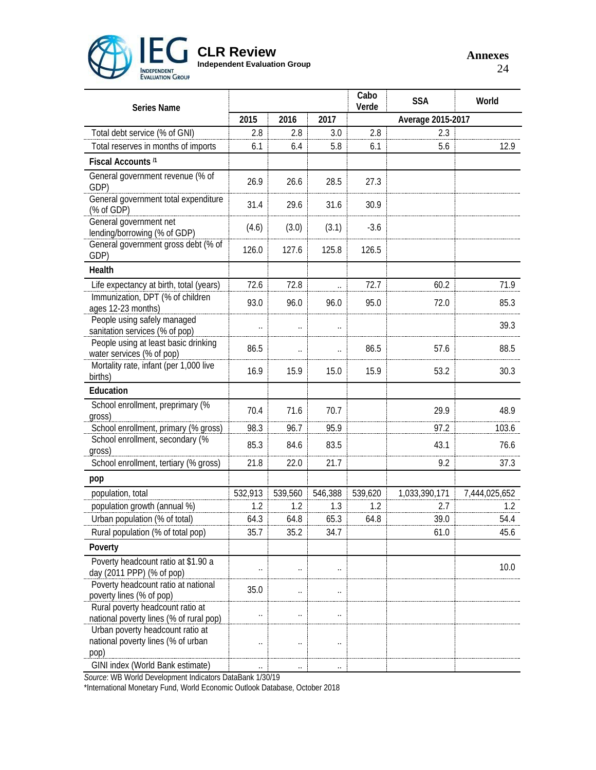| Series Name | | | | Cabo Verde | SSA | World |
|---|---|---|---|---|---|---|
| | 2015 | 2016 | 2017 | Average 2015-2017 | | |
| Total debt service (% of GNI) | 2.8 | 2.8 | 3.0 | 2.8 | 2.3 | |
| Total reserves in months of imports | 6.1 | 6.4 | 5.8 | 6.1 | 5.6 | 12.9 |
| **Fiscal Accounts /1** | | | | | | |
| General government revenue (% of GDP) | 26.9 | 26.6 | 28.5 | 27.3 | | |
| General government total expenditure (% of GDP) | 31.4 | 29.6 | 31.6 | 30.9 | | |
| General government net lending/borrowing (% of GDP) | (4.6) | (3.0) | (3.1) | -3.6 | | |
| General government gross debt (% of GDP) | 126.0 | 127.6 | 125.8 | 126.5 | | |
| **Health** | | | | | | |
| Life expectancy at birth, total (years) | 72.6 | 72.8 | .. | 72.7 | 60.2 | 71.9 |
| Immunization, DPT (% of children ages 12-23 months) | 93.0 | 96.0 | 96.0 | 95.0 | 72.0 | 85.3 |
| People using safely managed sanitation services (% of pop) | .. | .. | .. | | | 39.3 |
| People using at least basic drinking water services (% of pop) | 86.5 | .. | .. | 86.5 | 57.6 | 88.5 |
| Mortality rate, infant (per 1,000 live births) | 16.9 | 15.9 | 15.0 | 15.9 | 53.2 | 30.3 |
| **Education** | | | | | | |
| School enrollment, preprimary (% gross) | 70.4 | 71.6 | 70.7 | | 29.9 | 48.9 |
| School enrollment, primary (% gross) | 98.3 | 96.7 | 95.9 | | 97.2 | 103.6 |
| School enrollment, secondary (% gross) | 85.3 | 84.6 | 83.5 | | 43.1 | 76.6 |
| School enrollment, tertiary (% gross) | 21.8 | 22.0 | 21.7 | | 9.2 | 37.3 |
| **pop** | | | | | | |
| population, total | 532,913 | 539,560 | 546,388 | 539,620 | 1,033,390,171 | 7,444,025,652 |
| population growth (annual %) | 1.2 | 1.2 | 1.3 | 1.2 | 2.7 | 1.2 |
| Urban population (% of total) | 64.3 | 64.8 | 65.3 | 64.8 | 39.0 | 54.4 |
| Rural population (% of total pop) | 35.7 | 35.2 | 34.7 | | 61.0 | 45.6 |
| **Poverty** | | | | | | |
| Poverty headcount ratio at $1.90 a day (2011 PPP) (% of pop) | .. | .. | .. | | | 10.0 |
| Poverty headcount ratio at national poverty lines (% of pop) | 35.0 | .. | .. | | | |
| Rural poverty headcount ratio at national poverty lines (% of rural pop) | .. | .. | .. | | | |
| Urban poverty headcount ratio at national poverty lines (% of urban pop) | .. | .. | .. | | | |
| GINI index (World Bank estimate) | .. | .. | .. | | | |

*Source*: WB World Development Indicators DataBank 1/30/19

*International Monetary Fund, World Economic Outlook Database, October 2018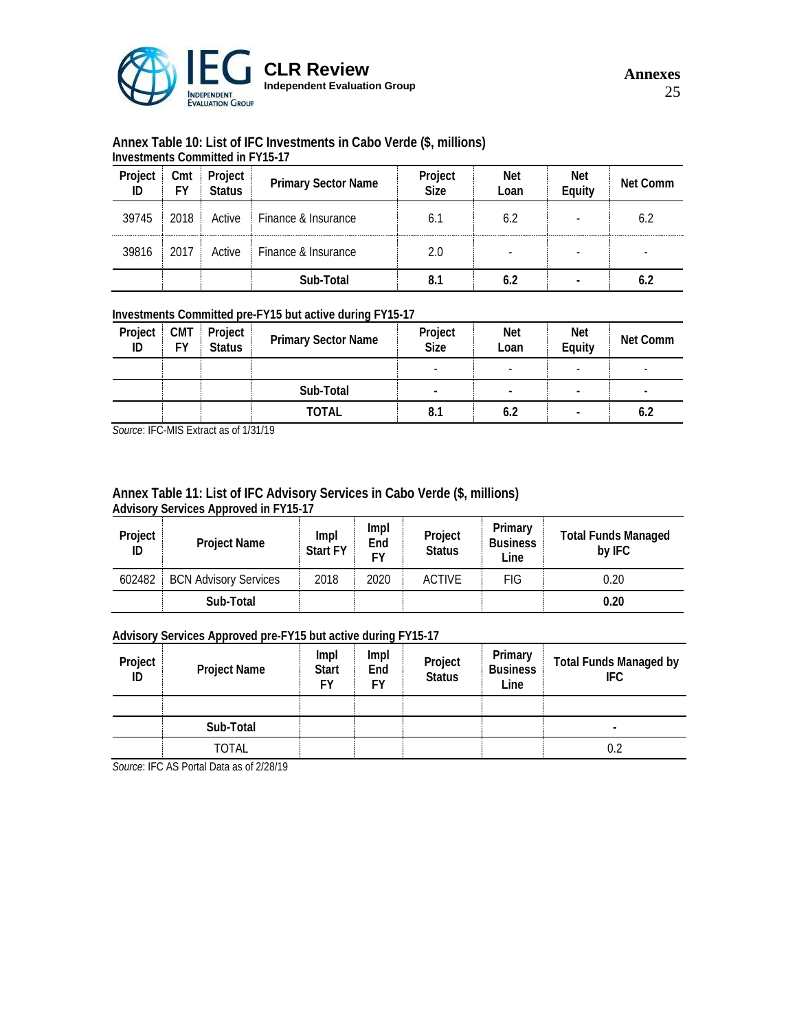**Annex Table 10: List of IFC Investments in Cabo Verde ($, millions)**

**Investments Committed in FY15-17**

| Project ID | Cmt FY | Project Status | Primary Sector Name | Project Size | Net Loan | Net Equity | Net Comm |
|---|---|---|---|---|---|---|---|
| 39745 | 2018 | Active | Finance & Insurance | 6.1 | 6.2 | - | 6.2 |
| 39816 | 2017 | Active | Finance & Insurance | 2.0 | - | - | - |
| | | | **Sub-Total** | **8.1** | **6.2** | **-** | **6.2** |

**Investments Committed pre-FY15 but active during FY15-17**

| Project ID | CMT FY | Project Status | Primary Sector Name | Project Size | Net Loan | Net Equity | Net Comm |
|---|---|---|---|---|---|---|---|
| | | | | - | - | - | - |
| | | | **Sub-Total** | **-** | **-** | **-** | **-** |
| | | | **TOTAL** | **8.1** | **6.2** | **-** | **6.2** |

*Source*: IFC-MIS Extract as of 1/31/19

**Annex Table 11: List of IFC Advisory Services in Cabo Verde ($, millions)**

**Advisory Services Approved in FY15-17**

| Project ID | Project Name | Impl Start FY | Impl End FY | Project Status | Primary Business Line | Total Funds Managed by IFC |
|---|---|---|---|---|---|---|
| 602482 | BCN Advisory Services | 2018 | 2020 | ACTIVE | FIG | 0.20 |
| | **Sub-Total** | | | | | **0.20** |

**Advisory Services Approved pre-FY15 but active during FY15-17**

| Project ID | Project Name | Impl Start FY | Impl End FY | Project Status | Primary Business Line | Total Funds Managed by IFC |
|---|---|---|---|---|---|---|
| | | | | | | |
| | **Sub-Total** | | | | | **-** |
| | TOTAL | | | | | 0.2 |

*Source*: IFC AS Portal Data as of 2/28/19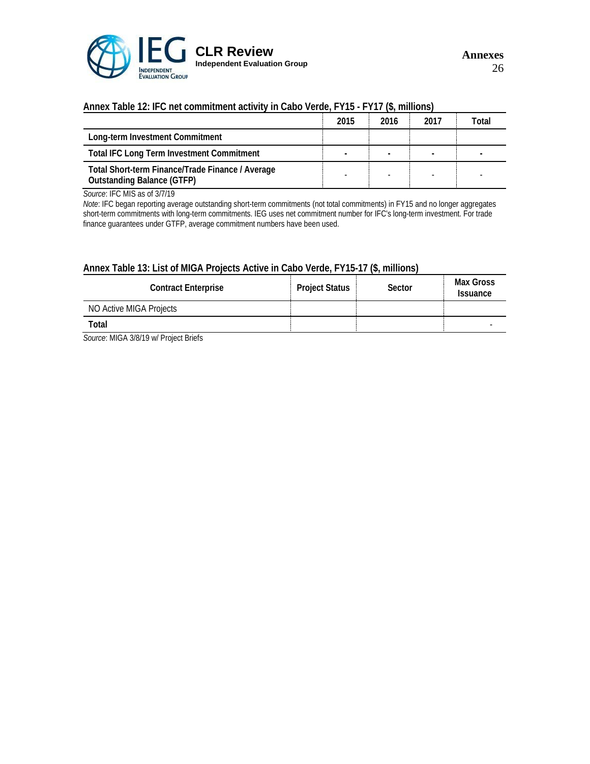**Annex Table 12: IFC net commitment activity in Cabo Verde, FY15 - FY17 ($, millions)**

| | 2015 | 2016 | 2017 | Total |
|---|---|---|---|---|
| **Long-term Investment Commitment** | | | | |
| **Total IFC Long Term Investment Commitment** | **-** | **-** | **-** | **-** |
| **Total Short-term Finance/Trade Finance / Average Outstanding Balance (GTFP)** | - | - | - | - |

*Source*: IFC MIS as of 3/7/19

*Note*: IFC began reporting average outstanding short-term commitments (not total commitments) in FY15 and no longer aggregates short-term commitments with long-term commitments. IEG uses net commitment number for IFC's long-term investment. For trade finance guarantees under GTFP, average commitment numbers have been used.

**Annex Table 13: List of MIGA Projects Active in Cabo Verde, FY15-17 ($, millions)**

| Contract Enterprise | Project Status | Sector | Max Gross Issuance |
|---|---|---|---|
| NO Active MIGA Projects | | | |
| **Total** | | | - |

*Source*: MIGA 3/8/19 w/ Project Briefs